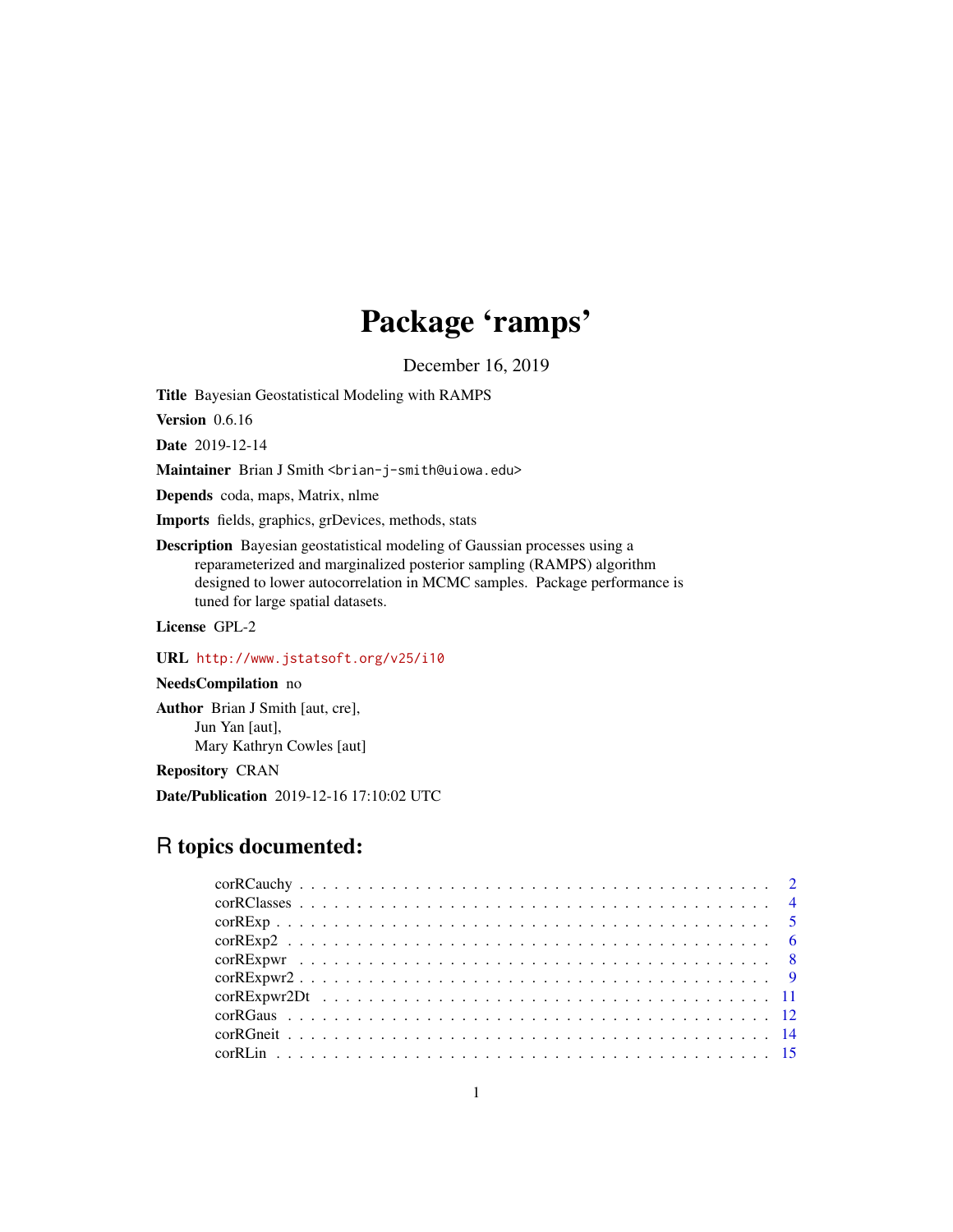# Package 'ramps'

December 16, 2019

**Title** Bayesian Geostatistical Modeling with RAMPS

**Version** 0.6.16

**Date** 2019-12-14

**Maintainer** Brian J Smith <brian-j-smith@uiowa.edu>

**Depends** coda, maps, Matrix, nlme

**Imports** fields, graphics, grDevices, methods, stats

**Description** Bayesian geostatistical modeling of Gaussian processes using a reparameterized and marginalized posterior sampling (RAMPS) algorithm designed to lower autocorrelation in MCMC samples. Package performance is tuned for large spatial datasets.

**License** GPL-2

**URL** http://www.jstatsoft.org/v25/i10

**NeedsCompilation** no

**Author** Brian J Smith [aut, cre], Jun Yan [aut], Mary Kathryn Cowles [aut]

**Repository** CRAN

**Date/Publication** 2019-12-16 17:10:02 UTC

## R topics documented:

- corRCauchy . . . 2
- corRClasses . . . 4
- corRExp . . . 5
- corRExp2 . . . 6
- corRExpwr . . . 8
- corRExpwr2 . . . 9
- corRExpwr2Dt . . . 11
- corRGaus . . . 12
- corRGneit . . . 14
- corRLin . . . 15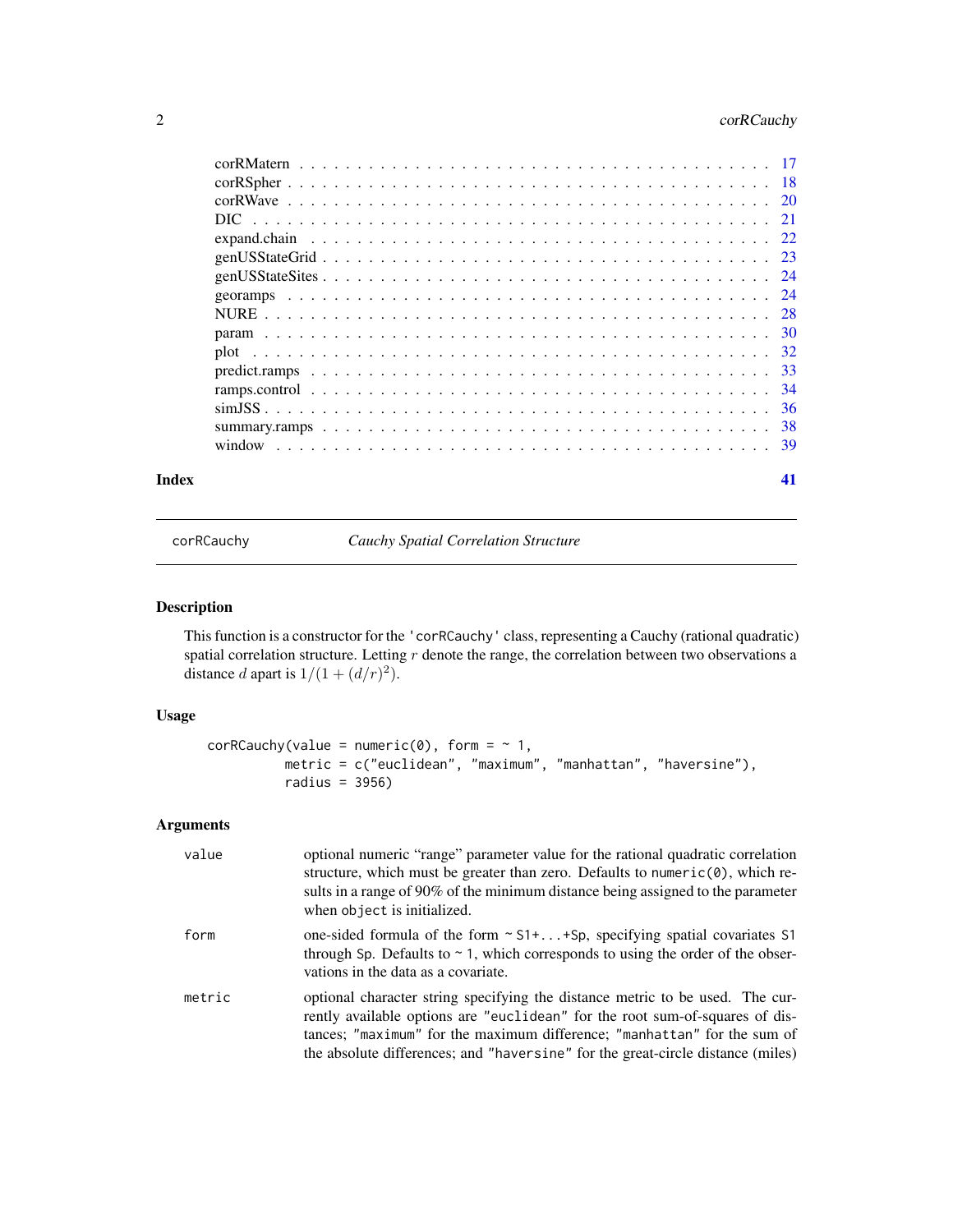corRMatern . . . . . . . . . . . . . . . . . . . . . . . . . . . . . . . . . . . . . . 17
corRSpher . . . . . . . . . . . . . . . . . . . . . . . . . . . . . . . . . . . . . . . 18
corRWave . . . . . . . . . . . . . . . . . . . . . . . . . . . . . . . . . . . . . . . 20
DIC . . . . . . . . . . . . . . . . . . . . . . . . . . . . . . . . . . . . . . . . . 21
expand.chain . . . . . . . . . . . . . . . . . . . . . . . . . . . . . . . . . . . . 22
genUSStateGrid . . . . . . . . . . . . . . . . . . . . . . . . . . . . . . . . . . . 23
genUSStateSites . . . . . . . . . . . . . . . . . . . . . . . . . . . . . . . . . . . 24
georamps . . . . . . . . . . . . . . . . . . . . . . . . . . . . . . . . . . . . . . 24
NURE . . . . . . . . . . . . . . . . . . . . . . . . . . . . . . . . . . . . . . . . 28
param . . . . . . . . . . . . . . . . . . . . . . . . . . . . . . . . . . . . . . . . 30
plot . . . . . . . . . . . . . . . . . . . . . . . . . . . . . . . . . . . . . . . . . 32
predict.ramps . . . . . . . . . . . . . . . . . . . . . . . . . . . . . . . . . . . . 33
ramps.control . . . . . . . . . . . . . . . . . . . . . . . . . . . . . . . . . . . . 34
simJSS . . . . . . . . . . . . . . . . . . . . . . . . . . . . . . . . . . . . . . . 36
summary.ramps . . . . . . . . . . . . . . . . . . . . . . . . . . . . . . . . . . . . 38
window . . . . . . . . . . . . . . . . . . . . . . . . . . . . . . . . . . . . . . . 39

**Index** 41

---

corRCauchy — *Cauchy Spatial Correlation Structure*

---

## Description

This function is a constructor for the 'corRCauchy' class, representing a Cauchy (rational quadratic) spatial correlation structure. Letting $r$ denote the range, the correlation between two observations a distance $d$ apart is $1/(1 + (d/r)^2)$.

## Usage

```
corRCauchy(value = numeric(0), form = ~ 1,
           metric = c("euclidean", "maximum", "manhattan", "haversine"),
           radius = 3956)
```

## Arguments

| | |
|---|---|
| `value` | optional numeric "range" parameter value for the rational quadratic correlation structure, which must be greater than zero. Defaults to `numeric(0)`, which results in a range of 90% of the minimum distance being assigned to the parameter when `object` is initialized. |
| `form` | one-sided formula of the form `~ S1+...+Sp`, specifying spatial covariates `S1` through `Sp`. Defaults to `~ 1`, which corresponds to using the order of the observations in the data as a covariate. |
| `metric` | optional character string specifying the distance metric to be used. The currently available options are `"euclidean"` for the root sum-of-squares of distances; `"maximum"` for the maximum difference; `"manhattan"` for the sum of the absolute differences; and `"haversine"` for the great-circle distance (miles) |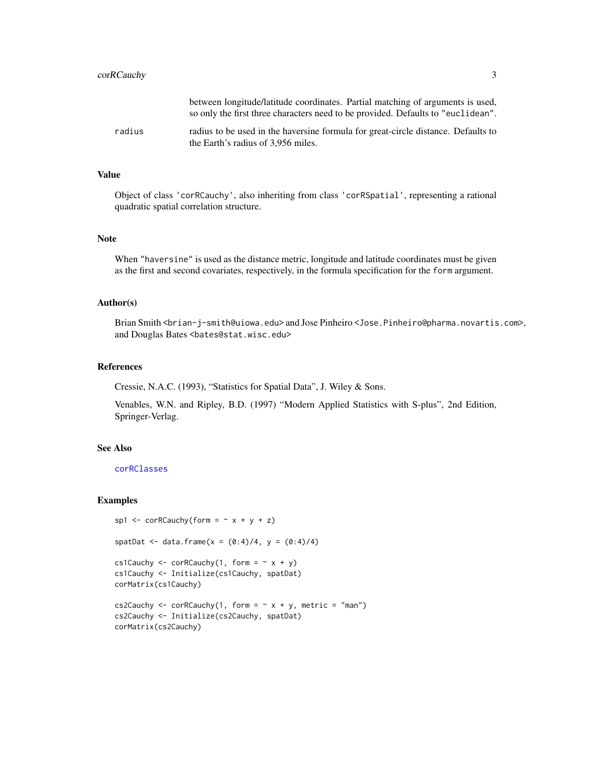between longitude/latitude coordinates. Partial matching of arguments is used, so only the first three characters need to be provided. Defaults to "euclidean".

radius
: radius to be used in the haversine formula for great-circle distance. Defaults to the Earth's radius of 3,956 miles.

## Value

Object of class 'corRCauchy', also inheriting from class 'corRSpatial', representing a rational quadratic spatial correlation structure.

## Note

When "haversine" is used as the distance metric, longitude and latitude coordinates must be given as the first and second covariates, respectively, in the formula specification for the form argument.

## Author(s)

Brian Smith <brian-j-smith@uiowa.edu> and Jose Pinheiro <Jose.Pinheiro@pharma.novartis.com>, and Douglas Bates <bates@stat.wisc.edu>

## References

Cressie, N.A.C. (1993), "Statistics for Spatial Data", J. Wiley & Sons.

Venables, W.N. and Ripley, B.D. (1997) "Modern Applied Statistics with S-plus", 2nd Edition, Springer-Verlag.

## See Also

corRClasses

## Examples

```
sp1 <- corRCauchy(form = ~ x + y + z)

spatDat <- data.frame(x = (0:4)/4, y = (0:4)/4)

cs1Cauchy <- corRCauchy(1, form = ~ x + y)
cs1Cauchy <- Initialize(cs1Cauchy, spatDat)
corMatrix(cs1Cauchy)

cs2Cauchy <- corRCauchy(1, form = ~ x + y, metric = "man")
cs2Cauchy <- Initialize(cs2Cauchy, spatDat)
corMatrix(cs2Cauchy)
```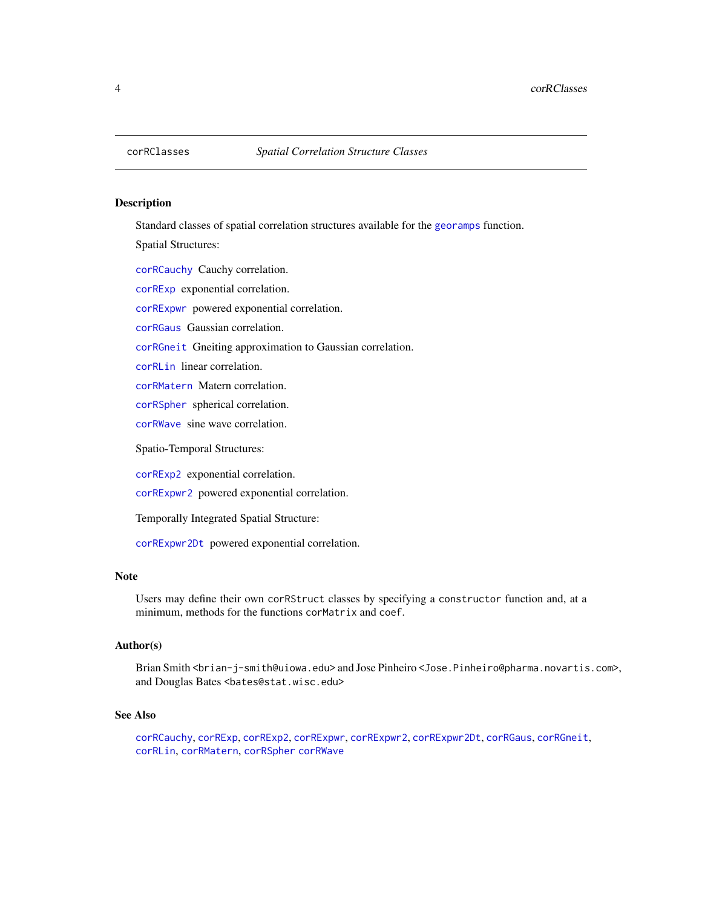## corRClasses *Spatial Correlation Structure Classes*

### Description

Standard classes of spatial correlation structures available for the `georamps` function.

Spatial Structures:

`corRCauchy` Cauchy correlation.

`corRExp` exponential correlation.

`corRExpwr` powered exponential correlation.

`corRGaus` Gaussian correlation.

`corRGneit` Gneiting approximation to Gaussian correlation.

`corRLin` linear correlation.

`corRMatern` Matern correlation.

`corRSpher` spherical correlation.

`corRWave` sine wave correlation.

Spatio-Temporal Structures:

`corRExp2` exponential correlation.

`corRExpwr2` powered exponential correlation.

Temporally Integrated Spatial Structure:

`corRExpwr2Dt` powered exponential correlation.

### Note

Users may define their own `corRStruct` classes by specifying a `constructor` function and, at a minimum, methods for the functions `corMatrix` and `coef`.

### Author(s)

Brian Smith <brian-j-smith@uiowa.edu> and Jose Pinheiro <Jose.Pinheiro@pharma.novartis.com>, and Douglas Bates <bates@stat.wisc.edu>

### See Also

`corRCauchy`, `corRExp`, `corRExp2`, `corRExpwr`, `corRExpwr2`, `corRExpwr2Dt`, `corRGaus`, `corRGneit`, `corRLin`, `corRMatern`, `corRSpher` `corRWave`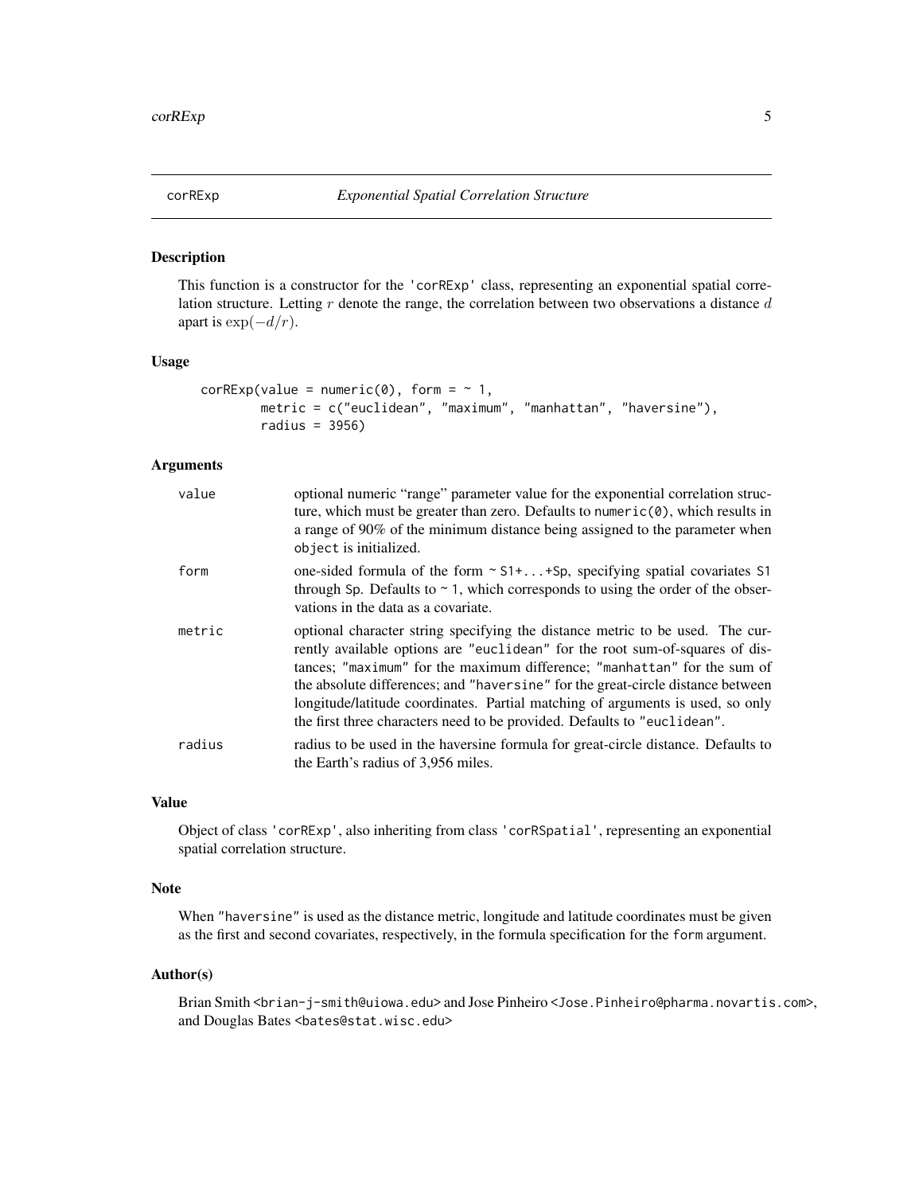# corRExp — *Exponential Spatial Correlation Structure*

## Description

This function is a constructor for the 'corRExp' class, representing an exponential spatial correlation structure. Letting $r$ denote the range, the correlation between two observations a distance $d$ apart is $\exp(-d/r)$.

## Usage

```
corRExp(value = numeric(0), form = ~ 1,
        metric = c("euclidean", "maximum", "manhattan", "haversine"),
        radius = 3956)
```

## Arguments

| | |
|---|---|
| value | optional numeric "range" parameter value for the exponential correlation structure, which must be greater than zero. Defaults to `numeric(0)`, which results in a range of 90% of the minimum distance being assigned to the parameter when `object` is initialized. |
| form | one-sided formula of the form `~ S1+...+Sp`, specifying spatial covariates `S1` through `Sp`. Defaults to `~ 1`, which corresponds to using the order of the observations in the data as a covariate. |
| metric | optional character string specifying the distance metric to be used. The currently available options are `"euclidean"` for the root sum-of-squares of distances; `"maximum"` for the maximum difference; `"manhattan"` for the sum of the absolute differences; and `"haversine"` for the great-circle distance between longitude/latitude coordinates. Partial matching of arguments is used, so only the first three characters need to be provided. Defaults to `"euclidean"`. |
| radius | radius to be used in the haversine formula for great-circle distance. Defaults to the Earth's radius of 3,956 miles. |

## Value

Object of class 'corRExp', also inheriting from class 'corRSpatial', representing an exponential spatial correlation structure.

## Note

When `"haversine"` is used as the distance metric, longitude and latitude coordinates must be given as the first and second covariates, respectively, in the formula specification for the `form` argument.

## Author(s)

Brian Smith <brian-j-smith@uiowa.edu> and Jose Pinheiro <Jose.Pinheiro@pharma.novartis.com>, and Douglas Bates <bates@stat.wisc.edu>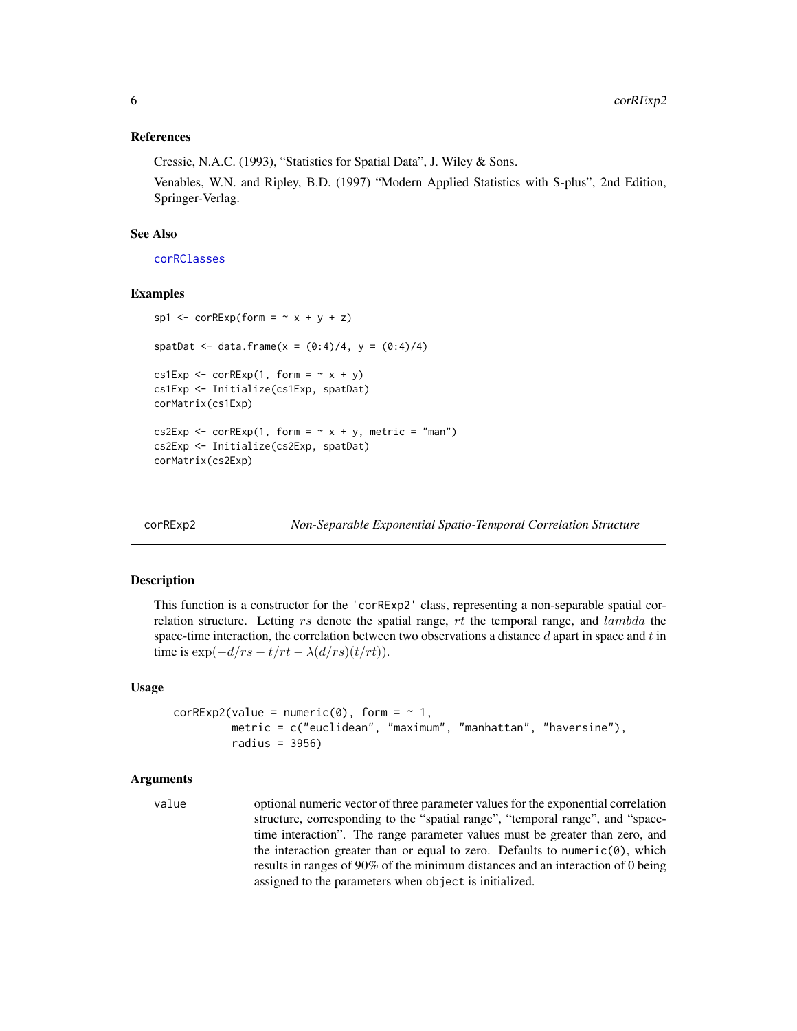### References

Cressie, N.A.C. (1993), “Statistics for Spatial Data”, J. Wiley & Sons.

Venables, W.N. and Ripley, B.D. (1997) “Modern Applied Statistics with S-plus”, 2nd Edition, Springer-Verlag.

### See Also

corRClasses

### Examples

```
sp1 <- corRExp(form = ~ x + y + z)

spatDat <- data.frame(x = (0:4)/4, y = (0:4)/4)

cs1Exp <- corRExp(1, form = ~ x + y)
cs1Exp <- Initialize(cs1Exp, spatDat)
corMatrix(cs1Exp)

cs2Exp <- corRExp(1, form = ~ x + y, metric = "man")
cs2Exp <- Initialize(cs2Exp, spatDat)
corMatrix(cs2Exp)
```

---

## corRExp2 — *Non-Separable Exponential Spatio-Temporal Correlation Structure*

### Description

This function is a constructor for the 'corRExp2' class, representing a non-separable spatial correlation structure. Letting $rs$ denote the spatial range, $rt$ the temporal range, and $lambda$ the space-time interaction, the correlation between two observations a distance $d$ apart in space and $t$ in time is $\exp(-d/rs - t/rt - \lambda(d/rs)(t/rt))$.

### Usage

```
corRExp2(value = numeric(0), form = ~ 1,
         metric = c("euclidean", "maximum", "manhattan", "haversine"),
         radius = 3956)
```

### Arguments

| | |
|---|---|
| value | optional numeric vector of three parameter values for the exponential correlation structure, corresponding to the “spatial range”, “temporal range”, and “space-time interaction”. The range parameter values must be greater than zero, and the interaction greater than or equal to zero. Defaults to `numeric(0)`, which results in ranges of 90% of the minimum distances and an interaction of 0 being assigned to the parameters when `object` is initialized. |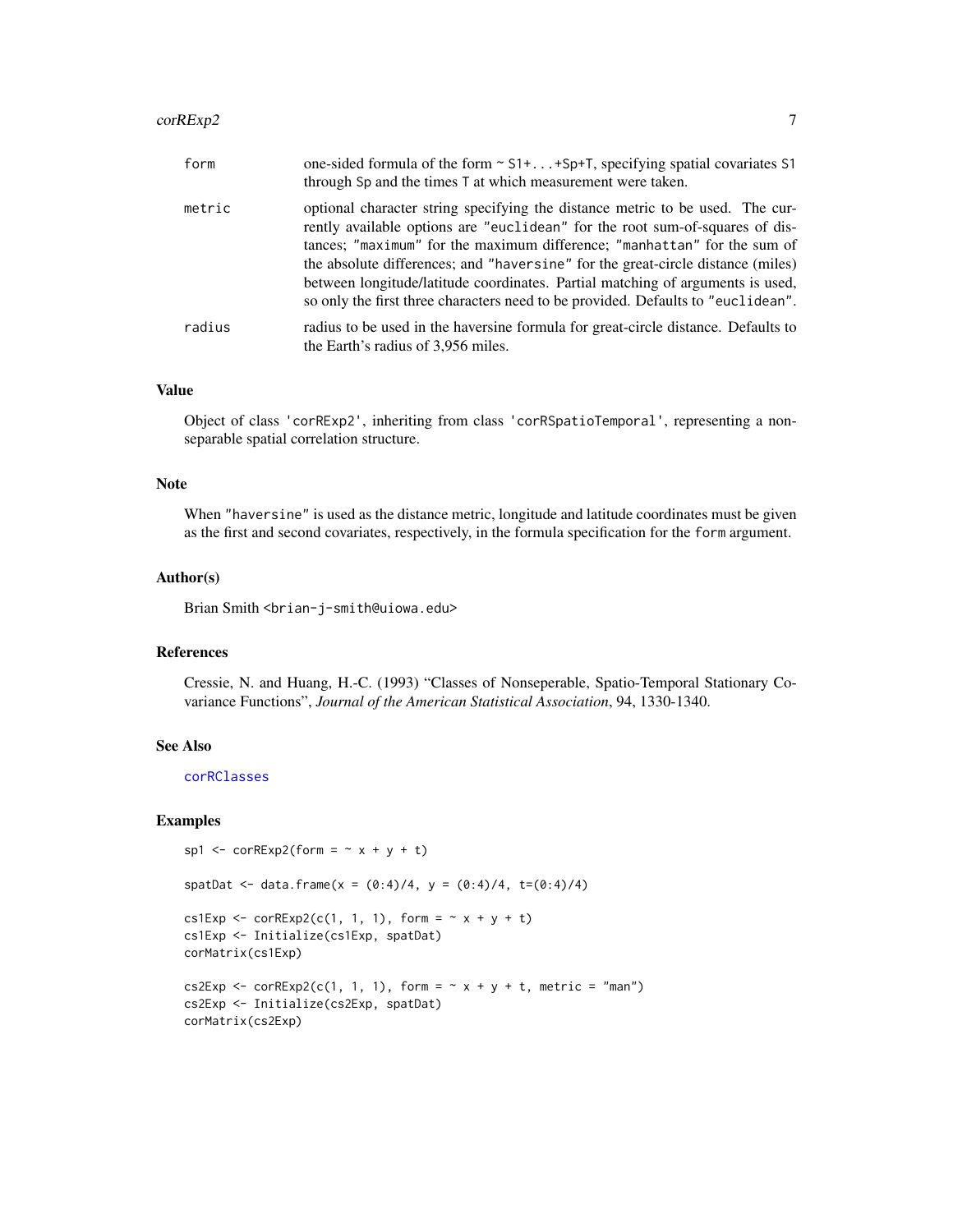| | |
|---|---|
| form | one-sided formula of the form ~ S1+...+Sp+T, specifying spatial covariates S1 through Sp and the times T at which measurement were taken. |
| metric | optional character string specifying the distance metric to be used. The currently available options are "euclidean" for the root sum-of-squares of distances; "maximum" for the maximum difference; "manhattan" for the sum of the absolute differences; and "haversine" for the great-circle distance (miles) between longitude/latitude coordinates. Partial matching of arguments is used, so only the first three characters need to be provided. Defaults to "euclidean". |
| radius | radius to be used in the haversine formula for great-circle distance. Defaults to the Earth's radius of 3,956 miles. |

## Value

Object of class 'corRExp2', inheriting from class 'corRSpatioTemporal', representing a nonseparable spatial correlation structure.

## Note

When "haversine" is used as the distance metric, longitude and latitude coordinates must be given as the first and second covariates, respectively, in the formula specification for the form argument.

## Author(s)

Brian Smith <brian-j-smith@uiowa.edu>

## References

Cressie, N. and Huang, H.-C. (1993) "Classes of Nonseperable, Spatio-Temporal Stationary Covariance Functions", *Journal of the American Statistical Association*, 94, 1330-1340.

## See Also

corRClasses

## Examples

```
sp1 <- corRExp2(form = ~ x + y + t)

spatDat <- data.frame(x = (0:4)/4, y = (0:4)/4, t=(0:4)/4)

cs1Exp <- corRExp2(c(1, 1, 1), form = ~ x + y + t)
cs1Exp <- Initialize(cs1Exp, spatDat)
corMatrix(cs1Exp)

cs2Exp <- corRExp2(c(1, 1, 1), form = ~ x + y + t, metric = "man")
cs2Exp <- Initialize(cs2Exp, spatDat)
corMatrix(cs2Exp)
```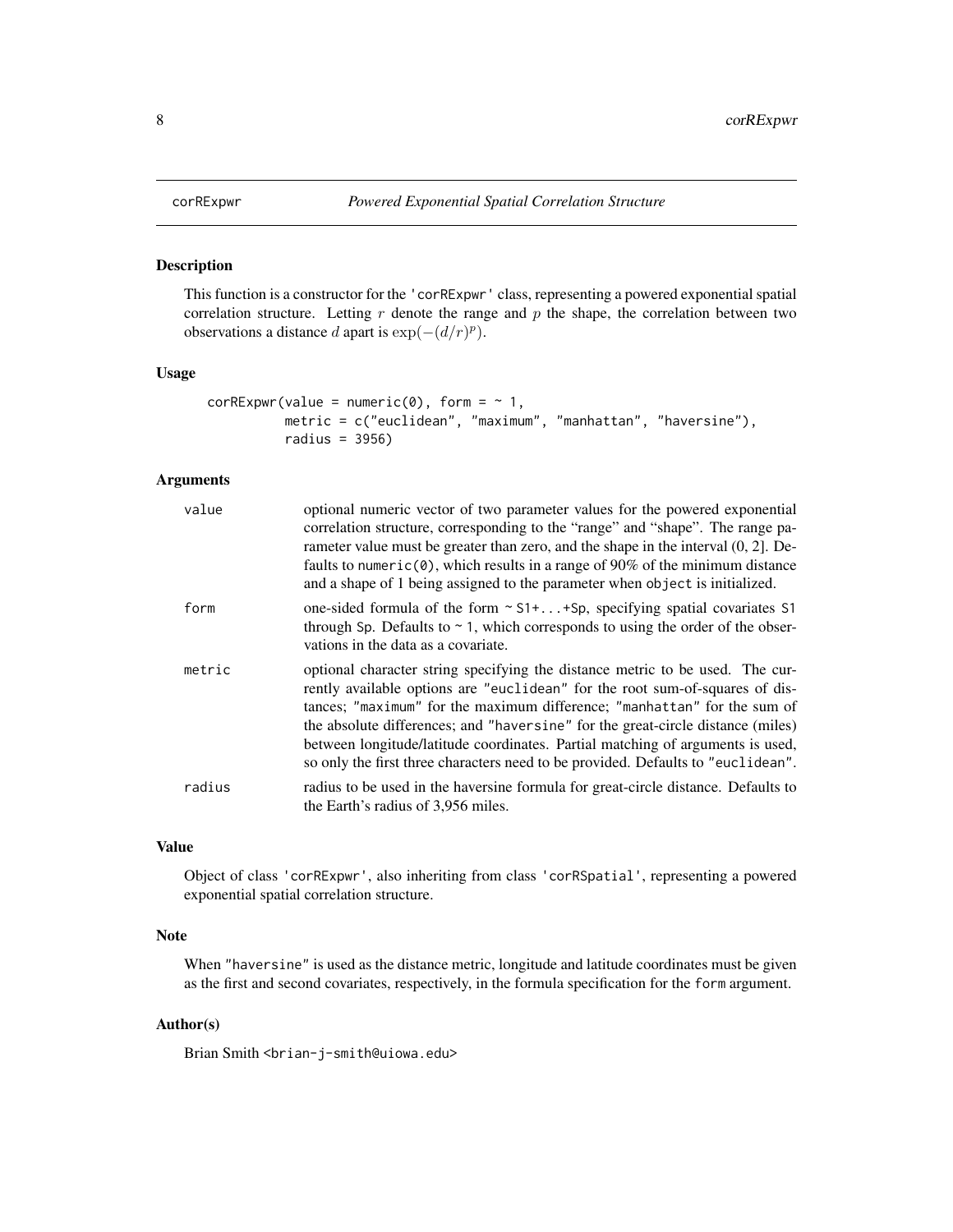# corRExpwr *Powered Exponential Spatial Correlation Structure*

## Description

This function is a constructor for the 'corRExpwr' class, representing a powered exponential spatial correlation structure. Letting $r$ denote the range and $p$ the shape, the correlation between two observations a distance $d$ apart is $\exp(-(d/r)^p)$.

## Usage

```
corRExpwr(value = numeric(0), form = ~ 1,
          metric = c("euclidean", "maximum", "manhattan", "haversine"),
          radius = 3956)
```

## Arguments

| | |
|---|---|
| value | optional numeric vector of two parameter values for the powered exponential correlation structure, corresponding to the "range" and "shape". The range parameter value must be greater than zero, and the shape in the interval (0, 2]. Defaults to numeric(0), which results in a range of 90% of the minimum distance and a shape of 1 being assigned to the parameter when object is initialized. |
| form | one-sided formula of the form ~ S1+...+Sp, specifying spatial covariates S1 through Sp. Defaults to ~ 1, which corresponds to using the order of the observations in the data as a covariate. |
| metric | optional character string specifying the distance metric to be used. The currently available options are "euclidean" for the root sum-of-squares of distances; "maximum" for the maximum difference; "manhattan" for the sum of the absolute differences; and "haversine" for the great-circle distance (miles) between longitude/latitude coordinates. Partial matching of arguments is used, so only the first three characters need to be provided. Defaults to "euclidean". |
| radius | radius to be used in the haversine formula for great-circle distance. Defaults to the Earth's radius of 3,956 miles. |

## Value

Object of class 'corRExpwr', also inheriting from class 'corRSpatial', representing a powered exponential spatial correlation structure.

## Note

When "haversine" is used as the distance metric, longitude and latitude coordinates must be given as the first and second covariates, respectively, in the formula specification for the form argument.

## Author(s)

Brian Smith <brian-j-smith@uiowa.edu>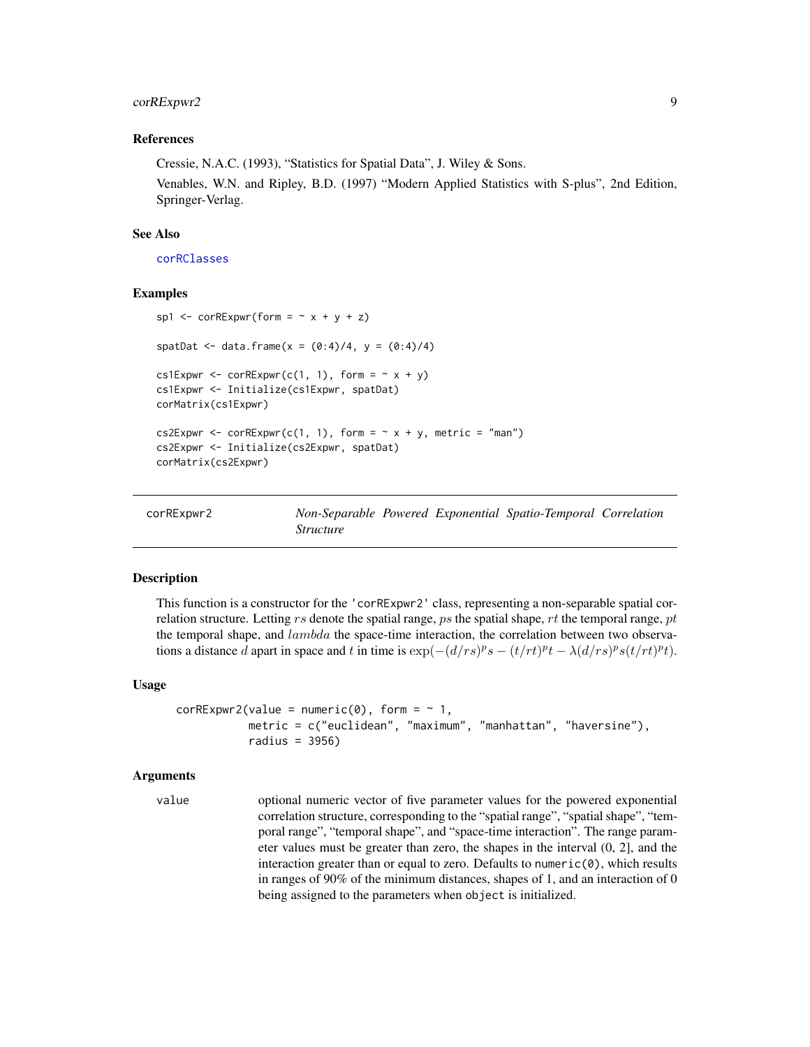### References

Cressie, N.A.C. (1993), "Statistics for Spatial Data", J. Wiley & Sons.

Venables, W.N. and Ripley, B.D. (1997) "Modern Applied Statistics with S-plus", 2nd Edition, Springer-Verlag.

### See Also

corRClasses

### Examples

```
sp1 <- corRExpwr(form = ~ x + y + z)

spatDat <- data.frame(x = (0:4)/4, y = (0:4)/4)

cs1Expwr <- corRExpwr(c(1, 1), form = ~ x + y)
cs1Expwr <- Initialize(cs1Expwr, spatDat)
corMatrix(cs1Expwr)

cs2Expwr <- corRExpwr(c(1, 1), form = ~ x + y, metric = "man")
cs2Expwr <- Initialize(cs2Expwr, spatDat)
corMatrix(cs2Expwr)
```

---

## corRExpwr2 — *Non-Separable Powered Exponential Spatio-Temporal Correlation Structure*

### Description

This function is a constructor for the 'corRExpwr2' class, representing a non-separable spatial correlation structure. Letting $rs$ denote the spatial range, $ps$ the spatial shape, $rt$ the temporal range, $pt$ the temporal shape, and $lambda$ the space-time interaction, the correlation between two observations a distance $d$ apart in space and $t$ in time is $\exp(-(d/rs)^ps - (t/rt)^pt - \lambda(d/rs)^ps(t/rt)^pt)$.

### Usage

```
corRExpwr2(value = numeric(0), form = ~ 1,
           metric = c("euclidean", "maximum", "manhattan", "haversine"),
           radius = 3956)
```

### Arguments

value — optional numeric vector of five parameter values for the powered exponential correlation structure, corresponding to the "spatial range", "spatial shape", "temporal range", "temporal shape", and "space-time interaction". The range parameter values must be greater than zero, the shapes in the interval (0, 2], and the interaction greater than or equal to zero. Defaults to `numeric(0)`, which results in ranges of 90% of the minimum distances, shapes of 1, and an interaction of 0 being assigned to the parameters when `object` is initialized.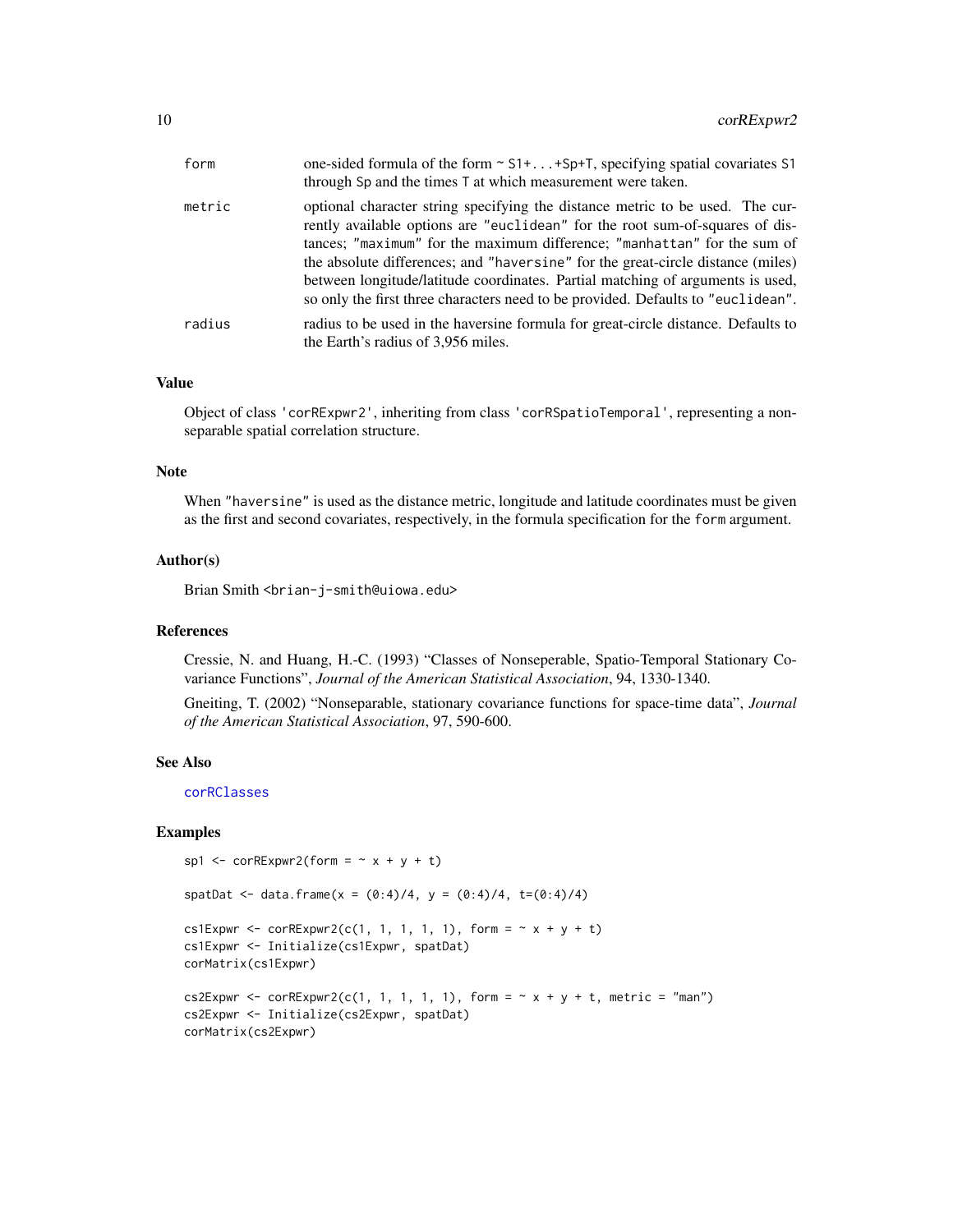| | |
|---|---|
| form | one-sided formula of the form ~ S1+...+Sp+T, specifying spatial covariates S1 through Sp and the times T at which measurement were taken. |
| metric | optional character string specifying the distance metric to be used. The currently available options are "euclidean" for the root sum-of-squares of distances; "maximum" for the maximum difference; "manhattan" for the sum of the absolute differences; and "haversine" for the great-circle distance (miles) between longitude/latitude coordinates. Partial matching of arguments is used, so only the first three characters need to be provided. Defaults to "euclidean". |
| radius | radius to be used in the haversine formula for great-circle distance. Defaults to the Earth's radius of 3,956 miles. |

### Value

Object of class 'corRExpwr2', inheriting from class 'corRSpatioTemporal', representing a non-separable spatial correlation structure.

### Note

When "haversine" is used as the distance metric, longitude and latitude coordinates must be given as the first and second covariates, respectively, in the formula specification for the form argument.

### Author(s)

Brian Smith <brian-j-smith@uiowa.edu>

### References

Cressie, N. and Huang, H.-C. (1993) "Classes of Nonseperable, Spatio-Temporal Stationary Covariance Functions", *Journal of the American Statistical Association*, 94, 1330-1340.

Gneiting, T. (2002) "Nonseparable, stationary covariance functions for space-time data", *Journal of the American Statistical Association*, 97, 590-600.

### See Also

corRClasses

### Examples

```
sp1 <- corRExpwr2(form = ~ x + y + t)

spatDat <- data.frame(x = (0:4)/4, y = (0:4)/4, t=(0:4)/4)

cs1Expwr <- corRExpwr2(c(1, 1, 1, 1, 1), form = ~ x + y + t)
cs1Expwr <- Initialize(cs1Expwr, spatDat)
corMatrix(cs1Expwr)

cs2Expwr <- corRExpwr2(c(1, 1, 1, 1, 1), form = ~ x + y + t, metric = "man")
cs2Expwr <- Initialize(cs2Expwr, spatDat)
corMatrix(cs2Expwr)
```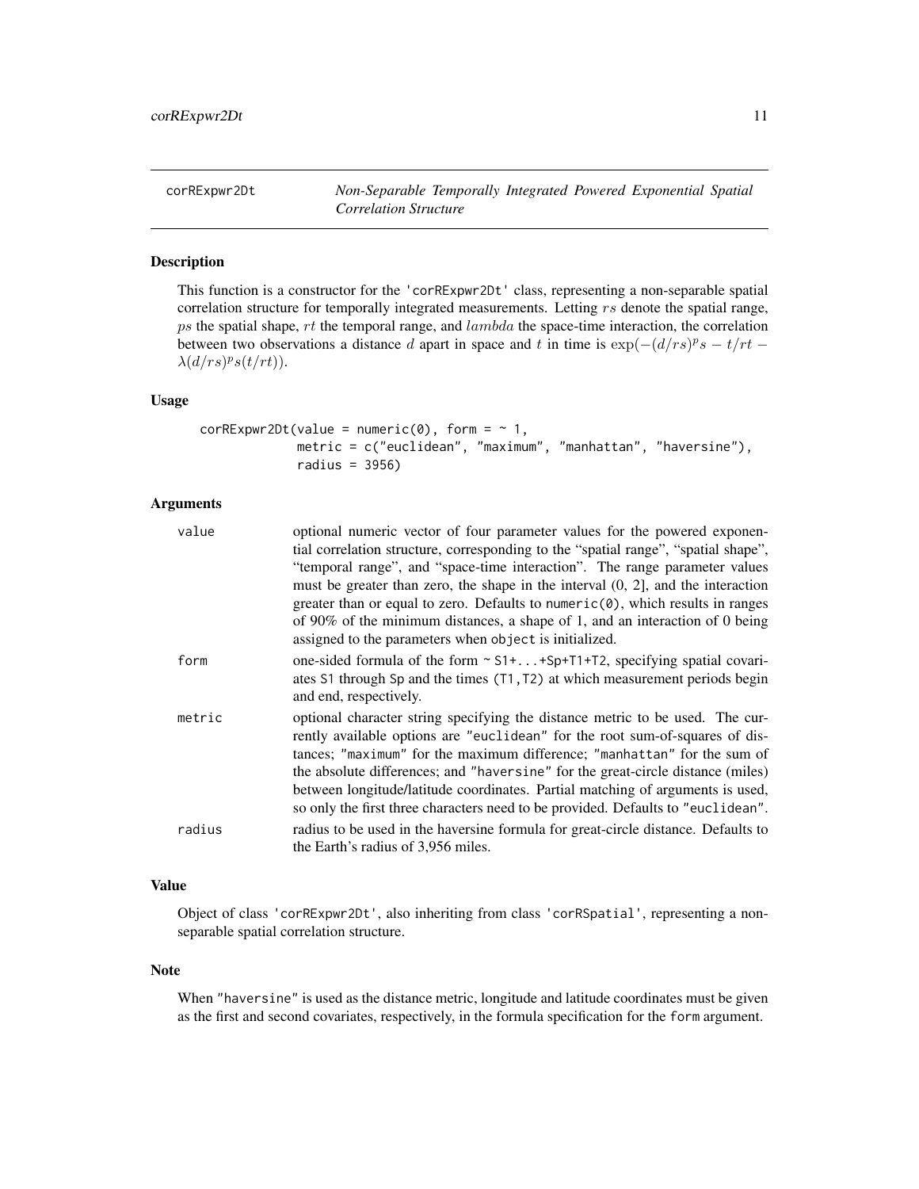# corRExpwr2Dt — *Non-Separable Temporally Integrated Powered Exponential Spatial Correlation Structure*

## Description

This function is a constructor for the 'corRExpwr2Dt' class, representing a non-separable spatial correlation structure for temporally integrated measurements. Letting $rs$ denote the spatial range, $ps$ the spatial shape, $rt$ the temporal range, and $lambda$ the space-time interaction, the correlation between two observations a distance $d$ apart in space and $t$ in time is $\exp(-(d/rs)^p s - t/rt - \lambda(d/rs)^p s(t/rt))$.

## Usage

```
corRExpwr2Dt(value = numeric(0), form = ~ 1,
             metric = c("euclidean", "maximum", "manhattan", "haversine"),
             radius = 3956)
```

## Arguments

| | |
|---|---|
| value | optional numeric vector of four parameter values for the powered exponential correlation structure, corresponding to the "spatial range", "spatial shape", "temporal range", and "space-time interaction". The range parameter values must be greater than zero, the shape in the interval (0, 2], and the interaction greater than or equal to zero. Defaults to `numeric(0)`, which results in ranges of 90% of the minimum distances, a shape of 1, and an interaction of 0 being assigned to the parameters when `object` is initialized. |
| form | one-sided formula of the form `~ S1+...+Sp+T1+T2`, specifying spatial covariates `S1` through `Sp` and the times `(T1,T2)` at which measurement periods begin and end, respectively. |
| metric | optional character string specifying the distance metric to be used. The currently available options are `"euclidean"` for the root sum-of-squares of distances; `"maximum"` for the maximum difference; `"manhattan"` for the sum of the absolute differences; and `"haversine"` for the great-circle distance (miles) between longitude/latitude coordinates. Partial matching of arguments is used, so only the first three characters need to be provided. Defaults to `"euclidean"`. |
| radius | radius to be used in the haversine formula for great-circle distance. Defaults to the Earth's radius of 3,956 miles. |

## Value

Object of class 'corRExpwr2Dt', also inheriting from class 'corRSpatial', representing a non-separable spatial correlation structure.

## Note

When `"haversine"` is used as the distance metric, longitude and latitude coordinates must be given as the first and second covariates, respectively, in the formula specification for the `form` argument.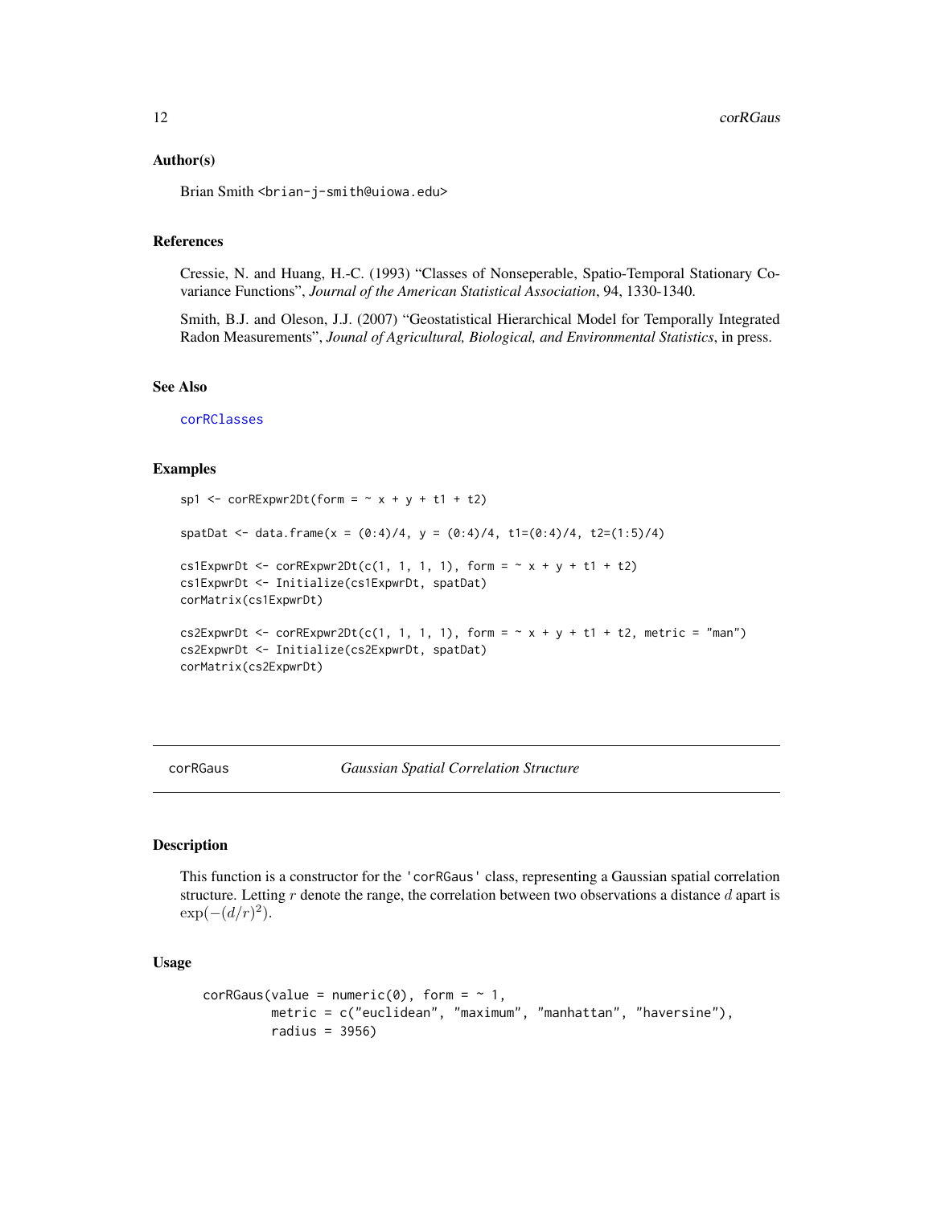### Author(s)

Brian Smith <brian-j-smith@uiowa.edu>

### References

Cressie, N. and Huang, H.-C. (1993) "Classes of Nonseperable, Spatio-Temporal Stationary Covariance Functions", *Journal of the American Statistical Association*, 94, 1330-1340.

Smith, B.J. and Oleson, J.J. (2007) "Geostatistical Hierarchical Model for Temporally Integrated Radon Measurements", *Jounal of Agricultural, Biological, and Environmental Statistics*, in press.

### See Also

corRClasses

### Examples

```
sp1 <- corRExpwr2Dt(form = ~ x + y + t1 + t2)

spatDat <- data.frame(x = (0:4)/4, y = (0:4)/4, t1=(0:4)/4, t2=(1:5)/4)

cs1ExpwrDt <- corRExpwr2Dt(c(1, 1, 1, 1), form = ~ x + y + t1 + t2)
cs1ExpwrDt <- Initialize(cs1ExpwrDt, spatDat)
corMatrix(cs1ExpwrDt)

cs2ExpwrDt <- corRExpwr2Dt(c(1, 1, 1, 1), form = ~ x + y + t1 + t2, metric = "man")
cs2ExpwrDt <- Initialize(cs2ExpwrDt, spatDat)
corMatrix(cs2ExpwrDt)
```

---

## corRGaus — *Gaussian Spatial Correlation Structure*

### Description

This function is a constructor for the 'corRGaus' class, representing a Gaussian spatial correlation structure. Letting $r$ denote the range, the correlation between two observations a distance $d$ apart is $\exp(-(d/r)^2)$.

### Usage

```
corRGaus(value = numeric(0), form = ~ 1,
         metric = c("euclidean", "maximum", "manhattan", "haversine"),
         radius = 3956)
```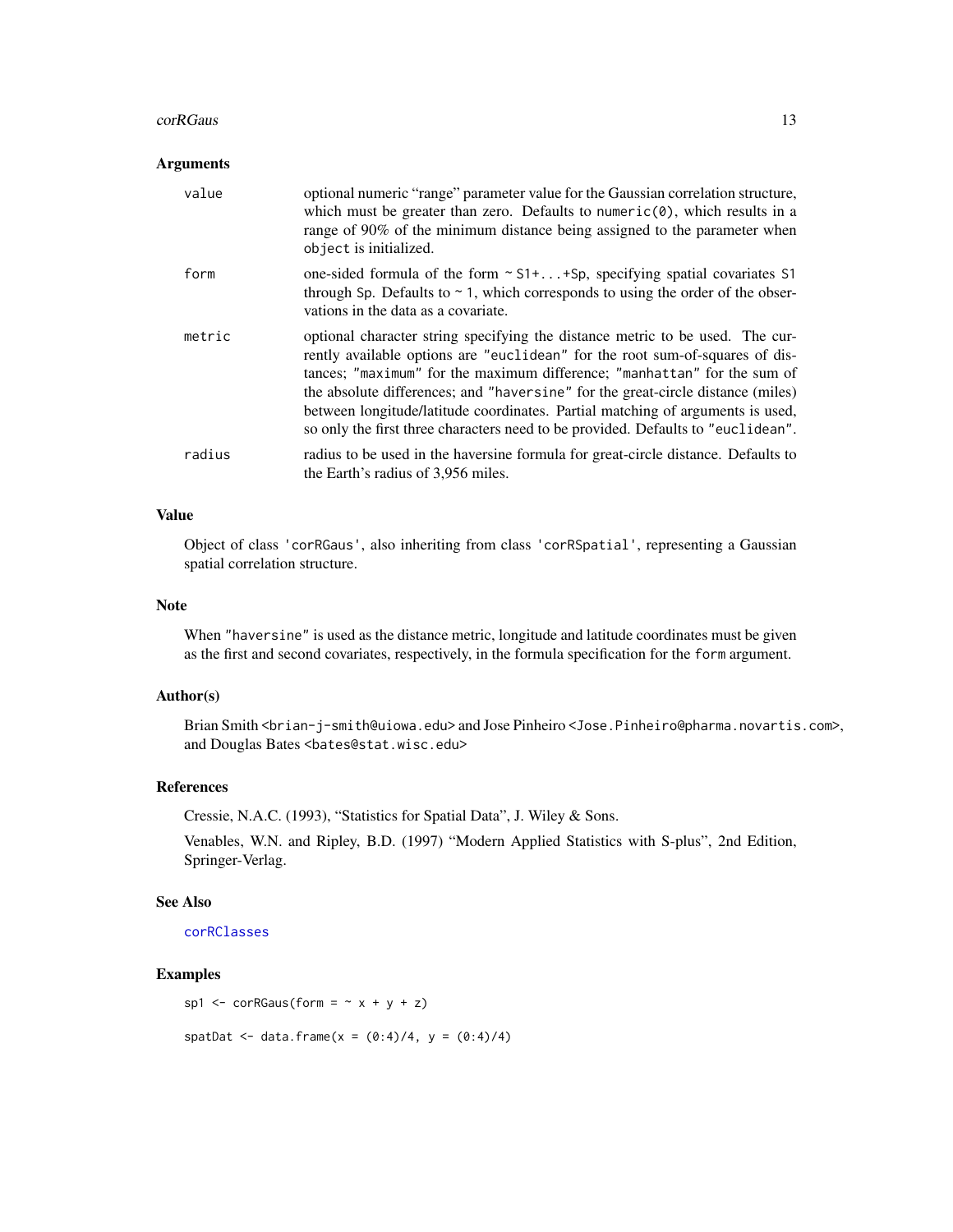## Arguments

| | |
|---|---|
| value | optional numeric "range" parameter value for the Gaussian correlation structure, which must be greater than zero. Defaults to `numeric(0)`, which results in a range of 90% of the minimum distance being assigned to the parameter when `object` is initialized. |
| form | one-sided formula of the form `~ S1+...+Sp`, specifying spatial covariates `S1` through `Sp`. Defaults to `~ 1`, which corresponds to using the order of the observations in the data as a covariate. |
| metric | optional character string specifying the distance metric to be used. The currently available options are `"euclidean"` for the root sum-of-squares of distances; `"maximum"` for the maximum difference; `"manhattan"` for the sum of the absolute differences; and `"haversine"` for the great-circle distance (miles) between longitude/latitude coordinates. Partial matching of arguments is used, so only the first three characters need to be provided. Defaults to `"euclidean"`. |
| radius | radius to be used in the haversine formula for great-circle distance. Defaults to the Earth's radius of 3,956 miles. |

## Value

Object of class `'corRGaus'`, also inheriting from class `'corRSpatial'`, representing a Gaussian spatial correlation structure.

## Note

When `"haversine"` is used as the distance metric, longitude and latitude coordinates must be given as the first and second covariates, respectively, in the formula specification for the `form` argument.

## Author(s)

Brian Smith <brian-j-smith@uiowa.edu> and Jose Pinheiro <Jose.Pinheiro@pharma.novartis.com>, and Douglas Bates <bates@stat.wisc.edu>

## References

Cressie, N.A.C. (1993), "Statistics for Spatial Data", J. Wiley & Sons.

Venables, W.N. and Ripley, B.D. (1997) "Modern Applied Statistics with S-plus", 2nd Edition, Springer-Verlag.

## See Also

corRClasses

## Examples

```
sp1 <- corRGaus(form = ~ x + y + z)

spatDat <- data.frame(x = (0:4)/4, y = (0:4)/4)
```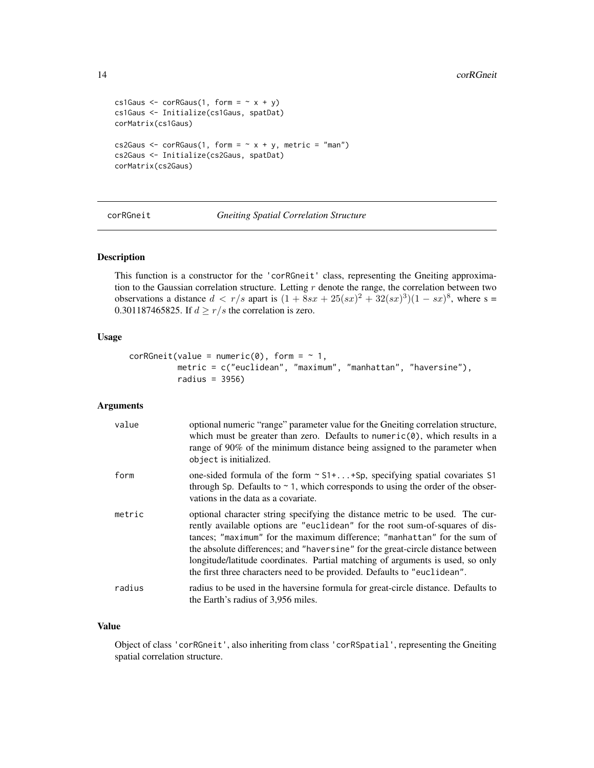```
cs1Gaus <- corRGaus(1, form = ~ x + y)
cs1Gaus <- Initialize(cs1Gaus, spatDat)
corMatrix(cs1Gaus)

cs2Gaus <- corRGaus(1, form = ~ x + y, metric = "man")
cs2Gaus <- Initialize(cs2Gaus, spatDat)
corMatrix(cs2Gaus)
```

---

## corRGneit — *Gneiting Spatial Correlation Structure*

### Description

This function is a constructor for the 'corRGneit' class, representing the Gneiting approximation to the Gaussian correlation structure. Letting $r$ denote the range, the correlation between two observations a distance $d < r/s$ apart is $(1 + 8sx + 25(sx)^2 + 32(sx)^3)(1 - sx)^8$, where s = 0.301187465825. If $d \geq r/s$ the correlation is zero.

### Usage

```
corRGneit(value = numeric(0), form = ~ 1,
          metric = c("euclidean", "maximum", "manhattan", "haversine"),
          radius = 3956)
```

### Arguments

| | |
|---|---|
| value | optional numeric "range" parameter value for the Gneiting correlation structure, which must be greater than zero. Defaults to numeric(0), which results in a range of 90% of the minimum distance being assigned to the parameter when object is initialized. |
| form | one-sided formula of the form ~ S1+...+Sp, specifying spatial covariates S1 through Sp. Defaults to ~ 1, which corresponds to using the order of the observations in the data as a covariate. |
| metric | optional character string specifying the distance metric to be used. The currently available options are "euclidean" for the root sum-of-squares of distances; "maximum" for the maximum difference; "manhattan" for the sum of the absolute differences; and "haversine" for the great-circle distance between longitude/latitude coordinates. Partial matching of arguments is used, so only the first three characters need to be provided. Defaults to "euclidean". |
| radius | radius to be used in the haversine formula for great-circle distance. Defaults to the Earth's radius of 3,956 miles. |

### Value

Object of class 'corRGneit', also inheriting from class 'corRSpatial', representing the Gneiting spatial correlation structure.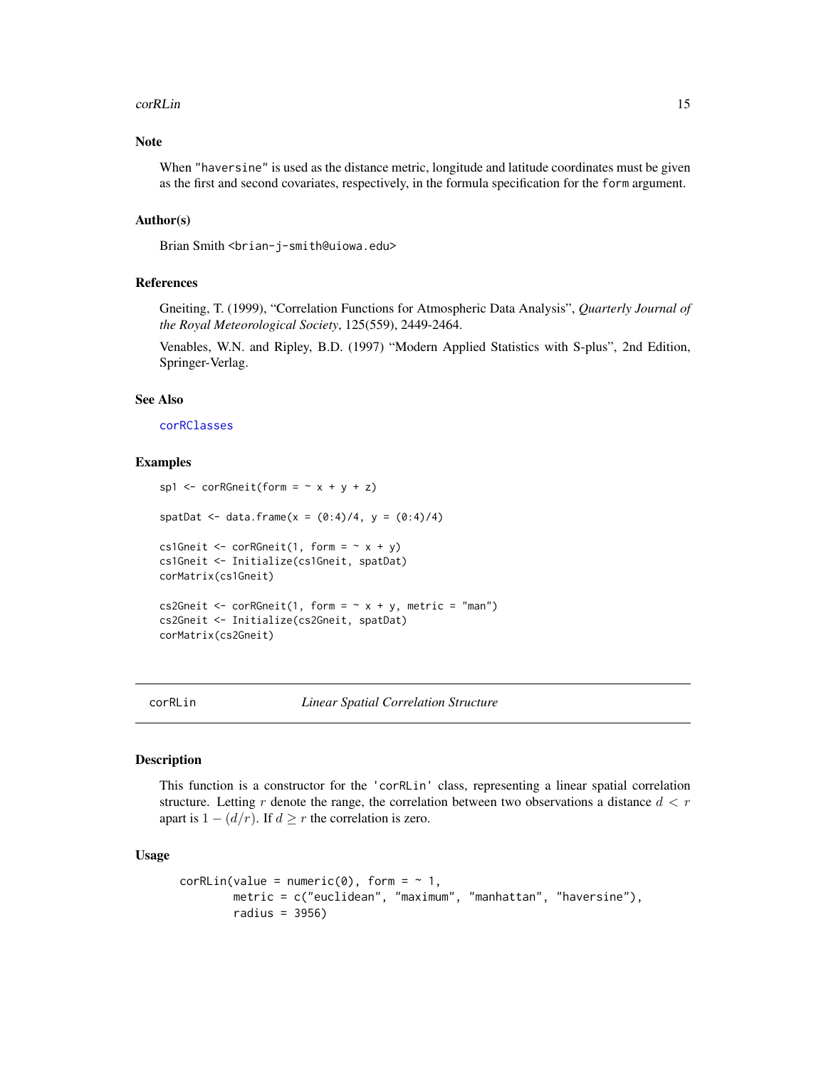### Note

When "haversine" is used as the distance metric, longitude and latitude coordinates must be given as the first and second covariates, respectively, in the formula specification for the form argument.

### Author(s)

Brian Smith <brian-j-smith@uiowa.edu>

### References

Gneiting, T. (1999), "Correlation Functions for Atmospheric Data Analysis", *Quarterly Journal of the Royal Meteorological Society*, 125(559), 2449-2464.

Venables, W.N. and Ripley, B.D. (1997) "Modern Applied Statistics with S-plus", 2nd Edition, Springer-Verlag.

### See Also

corRClasses

### Examples

```
sp1 <- corRGneit(form = ~ x + y + z)

spatDat <- data.frame(x = (0:4)/4, y = (0:4)/4)

cs1Gneit <- corRGneit(1, form = ~ x + y)
cs1Gneit <- Initialize(cs1Gneit, spatDat)
corMatrix(cs1Gneit)

cs2Gneit <- corRGneit(1, form = ~ x + y, metric = "man")
cs2Gneit <- Initialize(cs2Gneit, spatDat)
corMatrix(cs2Gneit)
```

---

## corRLin — *Linear Spatial Correlation Structure*

### Description

This function is a constructor for the 'corRLin' class, representing a linear spatial correlation structure. Letting $r$ denote the range, the correlation between two observations a distance $d < r$ apart is $1 - (d/r)$. If $d \geq r$ the correlation is zero.

### Usage

```
corRLin(value = numeric(0), form = ~ 1,
        metric = c("euclidean", "maximum", "manhattan", "haversine"),
        radius = 3956)
```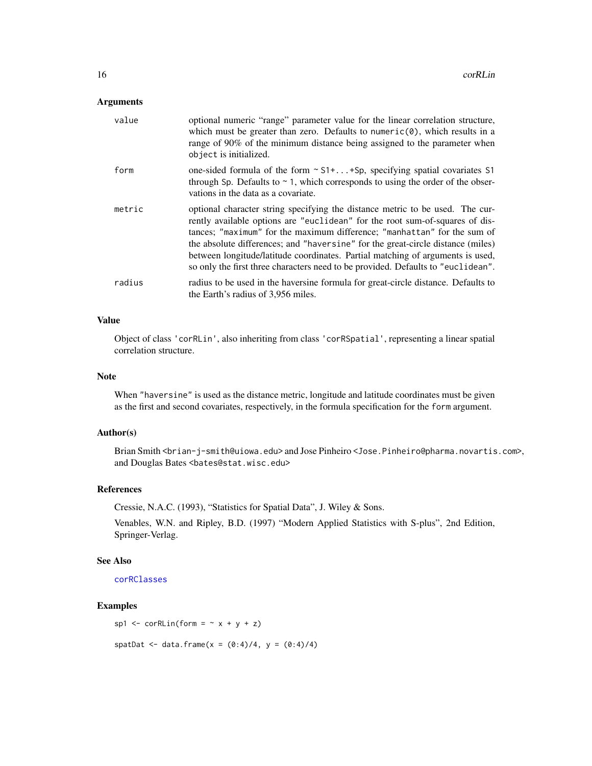### Arguments

- **value**: optional numeric "range" parameter value for the linear correlation structure, which must be greater than zero. Defaults to `numeric(0)`, which results in a range of 90% of the minimum distance being assigned to the parameter when `object` is initialized.
- **form**: one-sided formula of the form `~ S1+...+Sp`, specifying spatial covariates `S1` through `Sp`. Defaults to `~ 1`, which corresponds to using the order of the observations in the data as a covariate.
- **metric**: optional character string specifying the distance metric to be used. The currently available options are `"euclidean"` for the root sum-of-squares of distances; `"maximum"` for the maximum difference; `"manhattan"` for the sum of the absolute differences; and `"haversine"` for the great-circle distance (miles) between longitude/latitude coordinates. Partial matching of arguments is used, so only the first three characters need to be provided. Defaults to `"euclidean"`.
- **radius**: radius to be used in the haversine formula for great-circle distance. Defaults to the Earth's radius of 3,956 miles.

### Value

Object of class `'corRLin'`, also inheriting from class `'corRSpatial'`, representing a linear spatial correlation structure.

### Note

When `"haversine"` is used as the distance metric, longitude and latitude coordinates must be given as the first and second covariates, respectively, in the formula specification for the `form` argument.

### Author(s)

Brian Smith <brian-j-smith@uiowa.edu> and Jose Pinheiro <Jose.Pinheiro@pharma.novartis.com>, and Douglas Bates <bates@stat.wisc.edu>

### References

Cressie, N.A.C. (1993), "Statistics for Spatial Data", J. Wiley & Sons.

Venables, W.N. and Ripley, B.D. (1997) "Modern Applied Statistics with S-plus", 2nd Edition, Springer-Verlag.

### See Also

`corRClasses`

### Examples

```
sp1 <- corRLin(form = ~ x + y + z)

spatDat <- data.frame(x = (0:4)/4, y = (0:4)/4)
```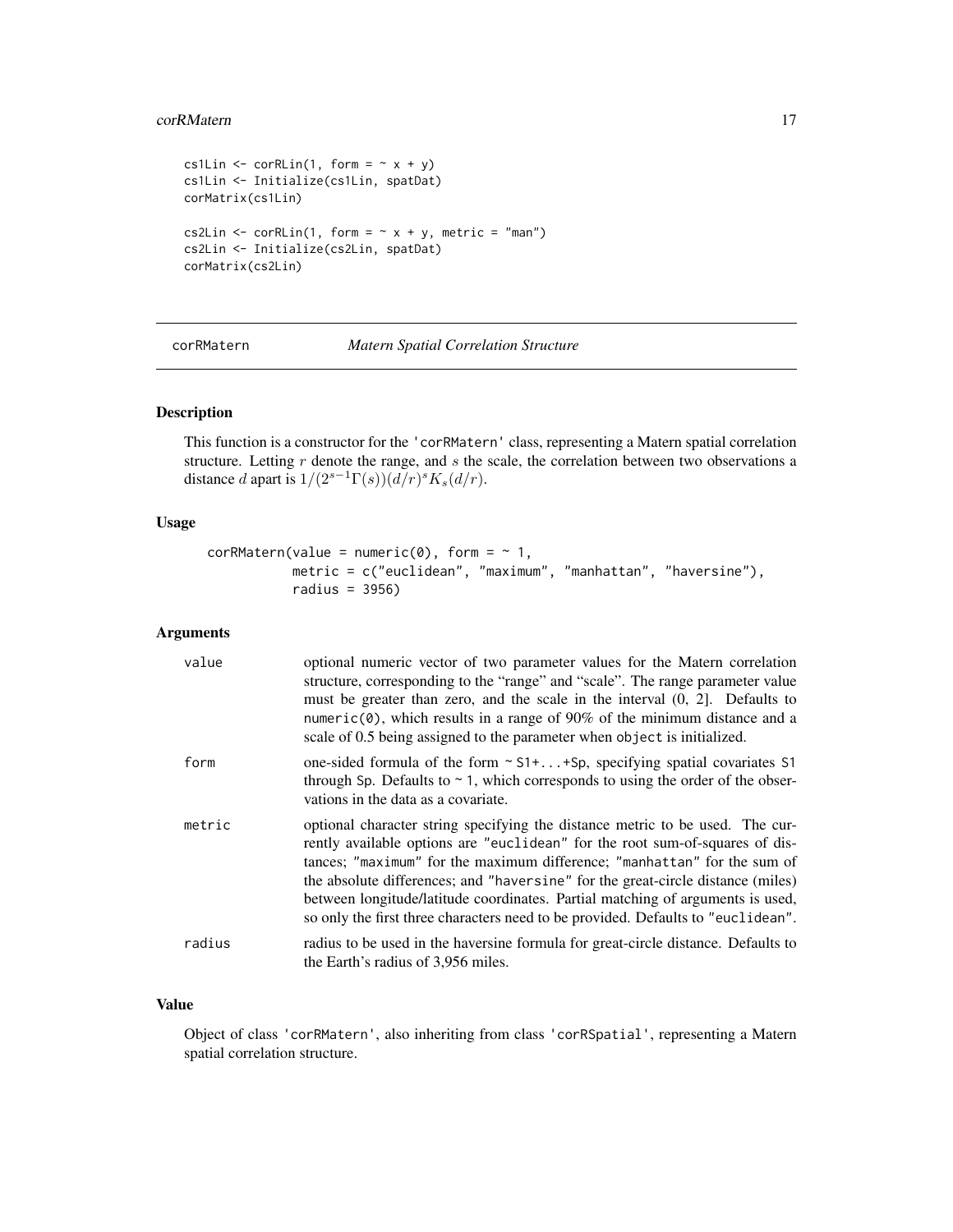```
cs1Lin <- corRLin(1, form = ~ x + y)
cs1Lin <- Initialize(cs1Lin, spatDat)
corMatrix(cs1Lin)

cs2Lin <- corRLin(1, form = ~ x + y, metric = "man")
cs2Lin <- Initialize(cs2Lin, spatDat)
corMatrix(cs2Lin)
```

---

## corRMatern — *Matern Spatial Correlation Structure*

---

### Description

This function is a constructor for the 'corRMatern' class, representing a Matern spatial correlation structure. Letting $r$ denote the range, and $s$ the scale, the correlation between two observations a distance $d$ apart is $1/(2^{s-1}\Gamma(s))(d/r)^s K_s(d/r)$.

### Usage

```
corRMatern(value = numeric(0), form = ~ 1,
           metric = c("euclidean", "maximum", "manhattan", "haversine"),
           radius = 3956)
```

### Arguments

| | |
|---|---|
| value | optional numeric vector of two parameter values for the Matern correlation structure, corresponding to the "range" and "scale". The range parameter value must be greater than zero, and the scale in the interval (0, 2]. Defaults to numeric(0), which results in a range of 90% of the minimum distance and a scale of 0.5 being assigned to the parameter when object is initialized. |
| form | one-sided formula of the form ~ S1+...+Sp, specifying spatial covariates S1 through Sp. Defaults to ~ 1, which corresponds to using the order of the observations in the data as a covariate. |
| metric | optional character string specifying the distance metric to be used. The currently available options are "euclidean" for the root sum-of-squares of distances; "maximum" for the maximum difference; "manhattan" for the sum of the absolute differences; and "haversine" for the great-circle distance (miles) between longitude/latitude coordinates. Partial matching of arguments is used, so only the first three characters need to be provided. Defaults to "euclidean". |
| radius | radius to be used in the haversine formula for great-circle distance. Defaults to the Earth's radius of 3,956 miles. |

### Value

Object of class 'corRMatern', also inheriting from class 'corRSpatial', representing a Matern spatial correlation structure.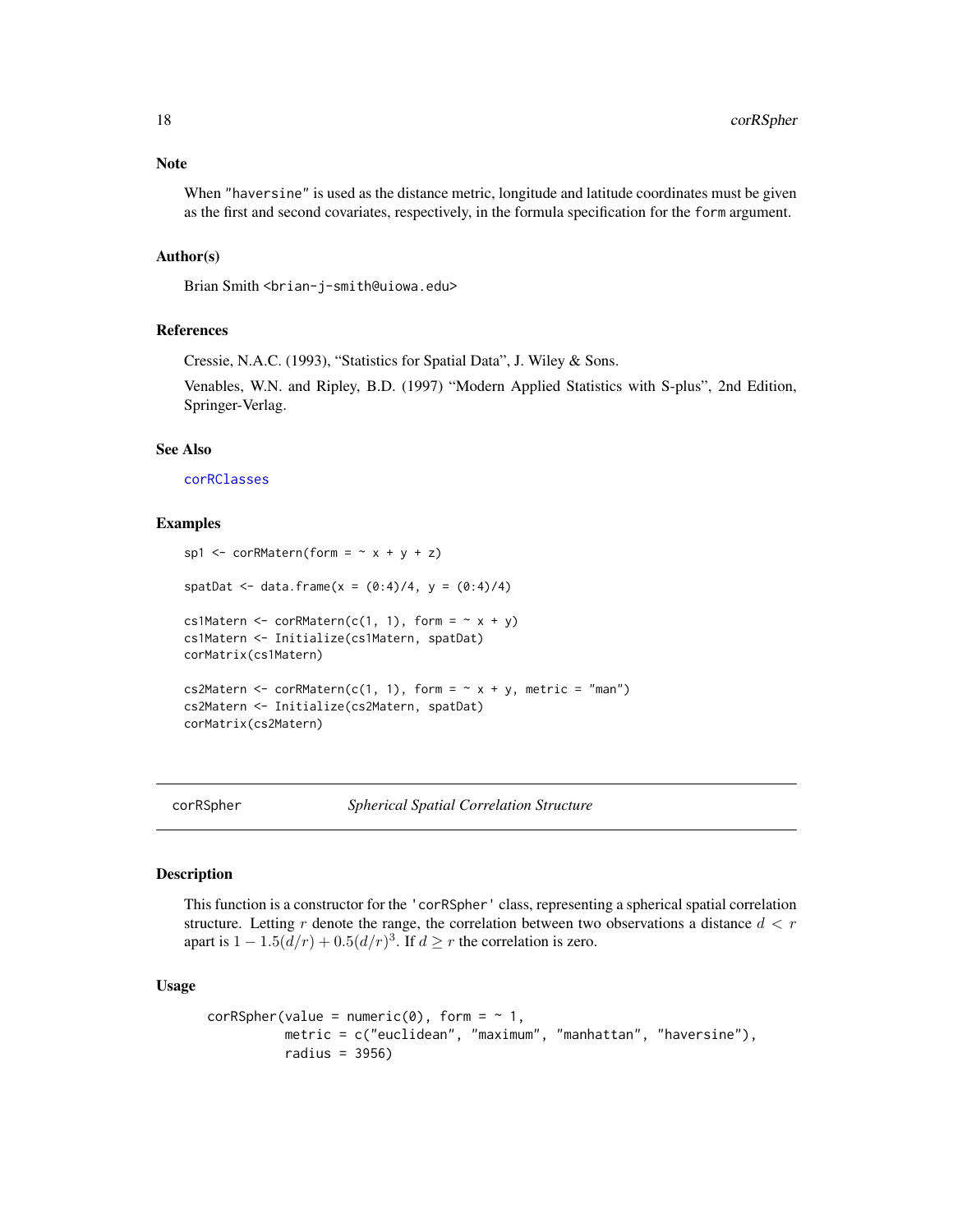## Note

When "haversine" is used as the distance metric, longitude and latitude coordinates must be given as the first and second covariates, respectively, in the formula specification for the form argument.

## Author(s)

Brian Smith <brian-j-smith@uiowa.edu>

## References

Cressie, N.A.C. (1993), "Statistics for Spatial Data", J. Wiley & Sons.

Venables, W.N. and Ripley, B.D. (1997) "Modern Applied Statistics with S-plus", 2nd Edition, Springer-Verlag.

## See Also

corRClasses

## Examples

```
sp1 <- corRMatern(form = ~ x + y + z)

spatDat <- data.frame(x = (0:4)/4, y = (0:4)/4)

cs1Matern <- corRMatern(c(1, 1), form = ~ x + y)
cs1Matern <- Initialize(cs1Matern, spatDat)
corMatrix(cs1Matern)

cs2Matern <- corRMatern(c(1, 1), form = ~ x + y, metric = "man")
cs2Matern <- Initialize(cs2Matern, spatDat)
corMatrix(cs2Matern)
```

---

# corRSpher — *Spherical Spatial Correlation Structure*

## Description

This function is a constructor for the 'corRSpher' class, representing a spherical spatial correlation structure. Letting $r$ denote the range, the correlation between two observations a distance $d < r$ apart is $1 - 1.5(d/r) + 0.5(d/r)^3$. If $d \geq r$ the correlation is zero.

## Usage

```
corRSpher(value = numeric(0), form = ~ 1,
          metric = c("euclidean", "maximum", "manhattan", "haversine"),
          radius = 3956)
```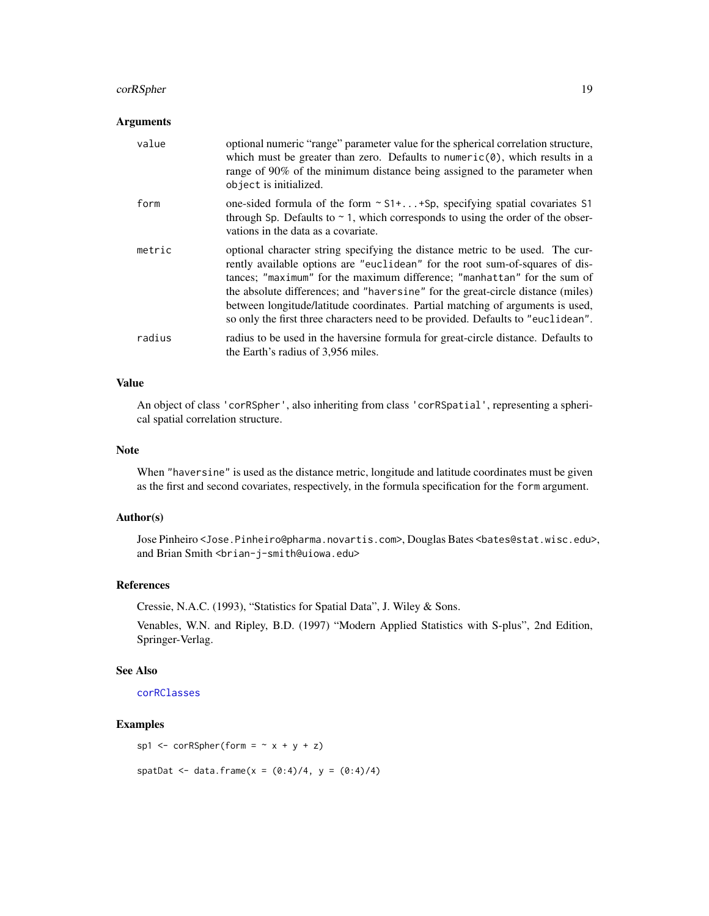### Arguments

| | |
|---|---|
| `value` | optional numeric "range" parameter value for the spherical correlation structure, which must be greater than zero. Defaults to `numeric(0)`, which results in a range of 90% of the minimum distance being assigned to the parameter when `object` is initialized. |
| `form` | one-sided formula of the form `~ S1+...+Sp`, specifying spatial covariates `S1` through `Sp`. Defaults to `~ 1`, which corresponds to using the order of the observations in the data as a covariate. |
| `metric` | optional character string specifying the distance metric to be used. The currently available options are `"euclidean"` for the root sum-of-squares of distances; `"maximum"` for the maximum difference; `"manhattan"` for the sum of the absolute differences; and `"haversine"` for the great-circle distance (miles) between longitude/latitude coordinates. Partial matching of arguments is used, so only the first three characters need to be provided. Defaults to `"euclidean"`. |
| `radius` | radius to be used in the haversine formula for great-circle distance. Defaults to the Earth's radius of 3,956 miles. |

### Value

An object of class `'corRSpher'`, also inheriting from class `'corRSpatial'`, representing a spherical spatial correlation structure.

### Note

When `"haversine"` is used as the distance metric, longitude and latitude coordinates must be given as the first and second covariates, respectively, in the formula specification for the `form` argument.

### Author(s)

Jose Pinheiro <Jose.Pinheiro@pharma.novartis.com>, Douglas Bates <bates@stat.wisc.edu>, and Brian Smith <brian-j-smith@uiowa.edu>

### References

Cressie, N.A.C. (1993), "Statistics for Spatial Data", J. Wiley & Sons.

Venables, W.N. and Ripley, B.D. (1997) "Modern Applied Statistics with S-plus", 2nd Edition, Springer-Verlag.

### See Also

`corRClasses`

### Examples

```
sp1 <- corRSpher(form = ~ x + y + z)

spatDat <- data.frame(x = (0:4)/4, y = (0:4)/4)
```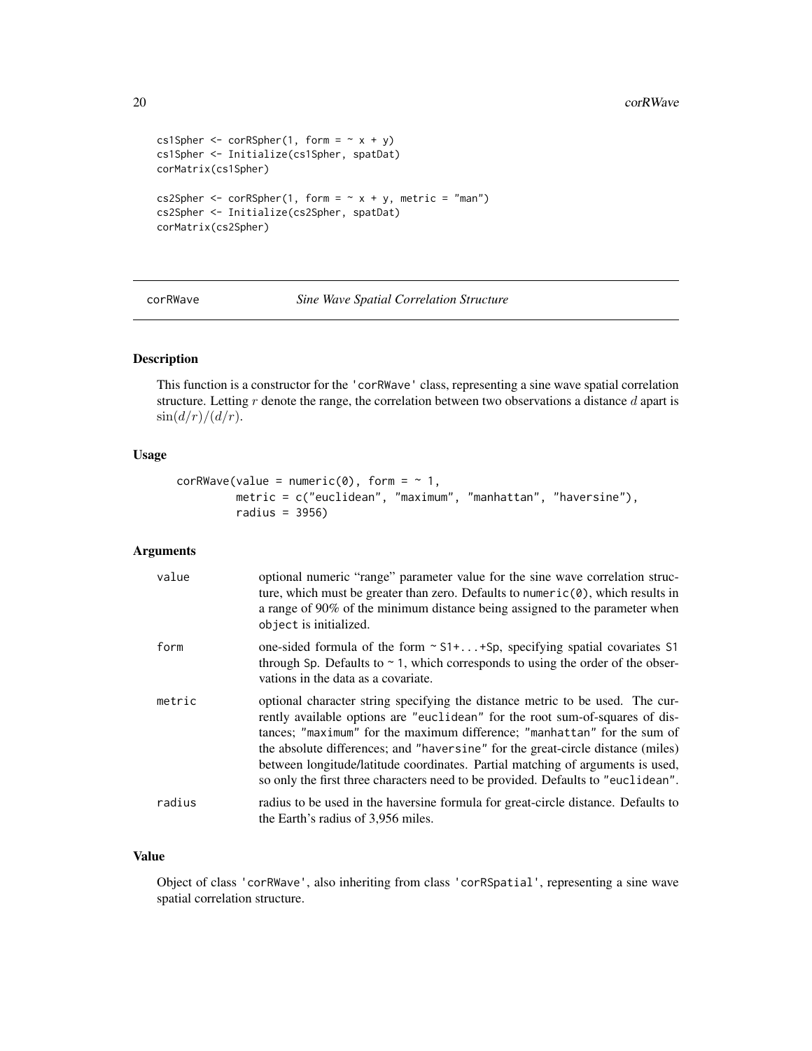```
cs1Spher <- corRSpher(1, form = ~ x + y)
cs1Spher <- Initialize(cs1Spher, spatDat)
corMatrix(cs1Spher)

cs2Spher <- corRSpher(1, form = ~ x + y, metric = "man")
cs2Spher <- Initialize(cs2Spher, spatDat)
corMatrix(cs2Spher)
```

---

## corRWave — *Sine Wave Spatial Correlation Structure*

---

### Description

This function is a constructor for the 'corRWave' class, representing a sine wave spatial correlation structure. Letting $r$ denote the range, the correlation between two observations a distance $d$ apart is $\sin(d/r)/(d/r)$.

### Usage

```
corRWave(value = numeric(0), form = ~ 1,
         metric = c("euclidean", "maximum", "manhattan", "haversine"),
         radius = 3956)
```

### Arguments

| Argument | Description |
|---|---|
| value | optional numeric "range" parameter value for the sine wave correlation structure, which must be greater than zero. Defaults to `numeric(0)`, which results in a range of 90% of the minimum distance being assigned to the parameter when `object` is initialized. |
| form | one-sided formula of the form `~ S1+...+Sp`, specifying spatial covariates `S1` through `Sp`. Defaults to `~ 1`, which corresponds to using the order of the observations in the data as a covariate. |
| metric | optional character string specifying the distance metric to be used. The currently available options are "euclidean" for the root sum-of-squares of distances; "maximum" for the maximum difference; "manhattan" for the sum of the absolute differences; and "haversine" for the great-circle distance (miles) between longitude/latitude coordinates. Partial matching of arguments is used, so only the first three characters need to be provided. Defaults to "euclidean". |
| radius | radius to be used in the haversine formula for great-circle distance. Defaults to the Earth's radius of 3,956 miles. |

### Value

Object of class 'corRWave', also inheriting from class 'corRSpatial', representing a sine wave spatial correlation structure.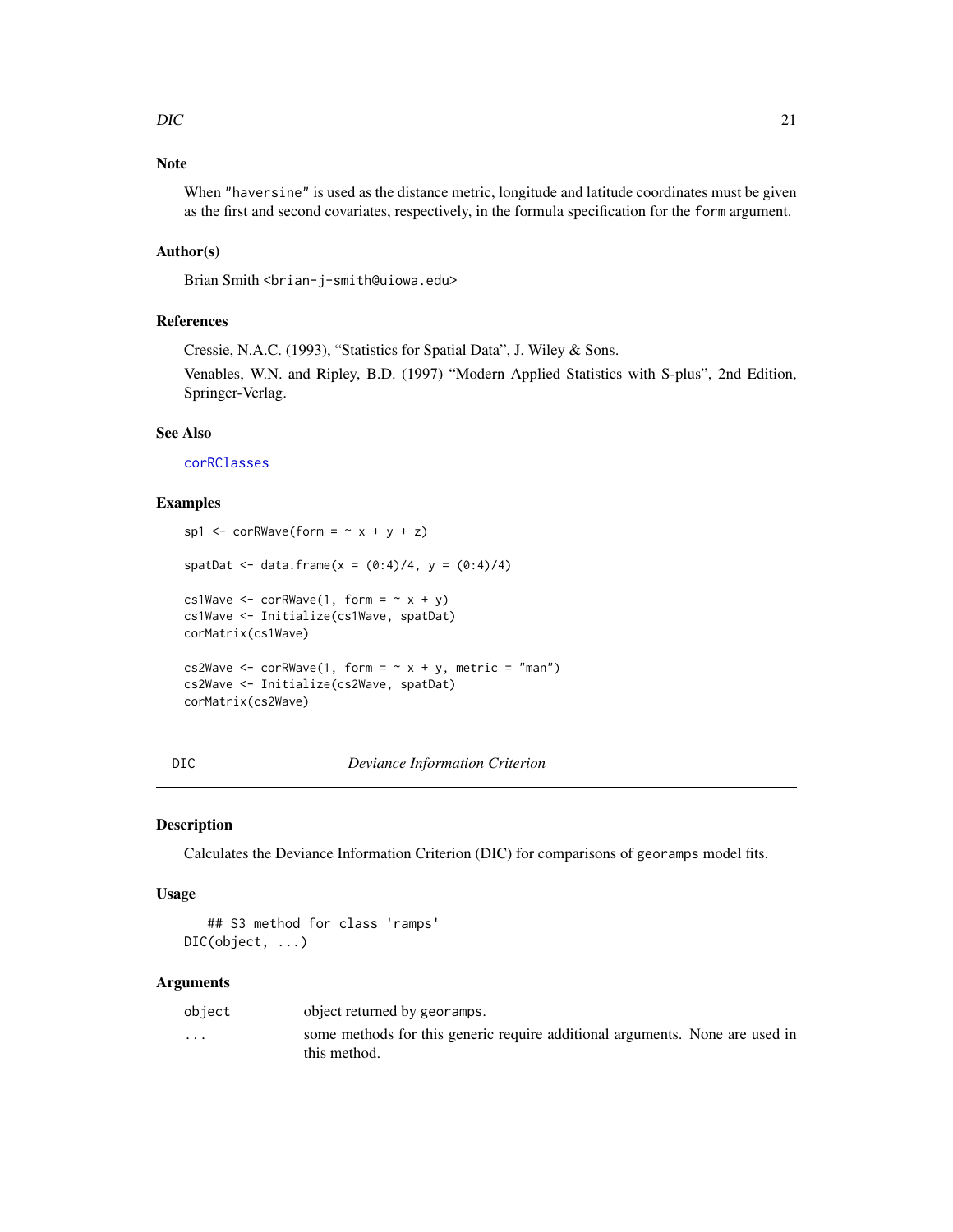### Note

When "haversine" is used as the distance metric, longitude and latitude coordinates must be given as the first and second covariates, respectively, in the formula specification for the `form` argument.

### Author(s)

Brian Smith <brian-j-smith@uiowa.edu>

### References

Cressie, N.A.C. (1993), "Statistics for Spatial Data", J. Wiley & Sons.

Venables, W.N. and Ripley, B.D. (1997) "Modern Applied Statistics with S-plus", 2nd Edition, Springer-Verlag.

### See Also

corRClasses

### Examples

```
sp1 <- corRWave(form = ~ x + y + z)

spatDat <- data.frame(x = (0:4)/4, y = (0:4)/4)

cs1Wave <- corRWave(1, form = ~ x + y)
cs1Wave <- Initialize(cs1Wave, spatDat)
corMatrix(cs1Wave)

cs2Wave <- corRWave(1, form = ~ x + y, metric = "man")
cs2Wave <- Initialize(cs2Wave, spatDat)
corMatrix(cs2Wave)
```

---

## DIC — *Deviance Information Criterion*

### Description

Calculates the Deviance Information Criterion (DIC) for comparisons of `georamps` model fits.

### Usage

```
    ## S3 method for class 'ramps'
DIC(object, ...)
```

### Arguments

| | |
|---|---|
| `object` | object returned by `georamps`. |
| `...` | some methods for this generic require additional arguments. None are used in this method. |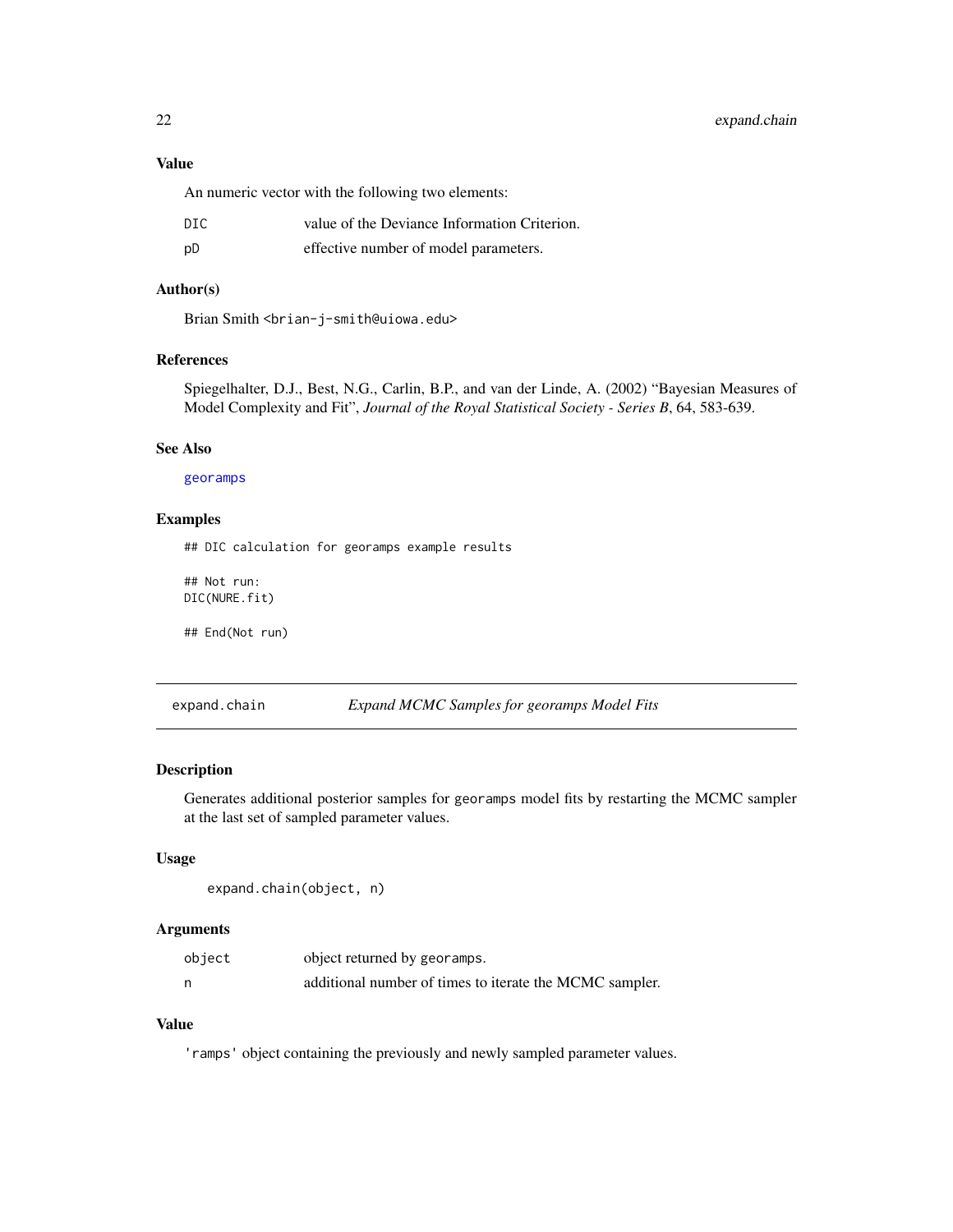### Value

An numeric vector with the following two elements:

| | |
|---|---|
| DIC | value of the Deviance Information Criterion. |
| pD | effective number of model parameters. |

### Author(s)

Brian Smith <brian-j-smith@uiowa.edu>

### References

Spiegelhalter, D.J., Best, N.G., Carlin, B.P., and van der Linde, A. (2002) "Bayesian Measures of Model Complexity and Fit", *Journal of the Royal Statistical Society - Series B*, 64, 583-639.

### See Also

georamps

### Examples

```
## DIC calculation for georamps example results

## Not run:
DIC(NURE.fit)

## End(Not run)
```

---

## expand.chain — *Expand MCMC Samples for georamps Model Fits*

### Description

Generates additional posterior samples for `georamps` model fits by restarting the MCMC sampler at the last set of sampled parameter values.

### Usage

```
expand.chain(object, n)
```

### Arguments

| | |
|---|---|
| object | object returned by `georamps`. |
| n | additional number of times to iterate the MCMC sampler. |

### Value

'ramps' object containing the previously and newly sampled parameter values.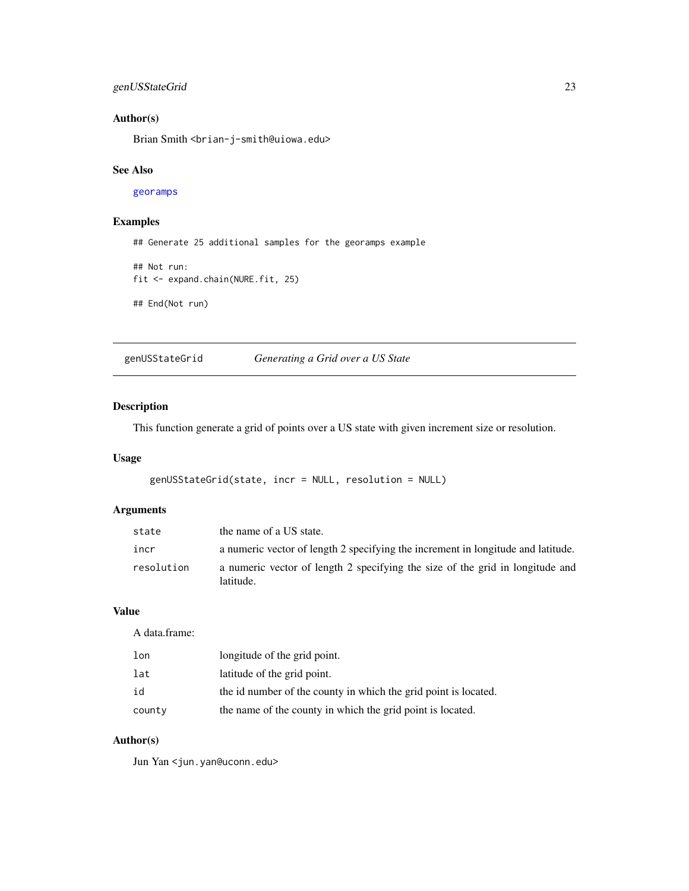### Author(s)

Brian Smith <brian-j-smith@uiowa.edu>

### See Also

georamps

### Examples

```
## Generate 25 additional samples for the georamps example

## Not run:
fit <- expand.chain(NURE.fit, 25)

## End(Not run)
```

---

## genUSStateGrid *Generating a Grid over a US State*

---

### Description

This function generate a grid of points over a US state with given increment size or resolution.

### Usage

```
genUSStateGrid(state, incr = NULL, resolution = NULL)
```

### Arguments

| | |
|---|---|
| state | the name of a US state. |
| incr | a numeric vector of length 2 specifying the increment in longitude and latitude. |
| resolution | a numeric vector of length 2 specifying the size of the grid in longitude and latitude. |

### Value

A data.frame:

| | |
|---|---|
| lon | longitude of the grid point. |
| lat | latitude of the grid point. |
| id | the id number of the county in which the grid point is located. |
| county | the name of the county in which the grid point is located. |

### Author(s)

Jun Yan <jun.yan@uconn.edu>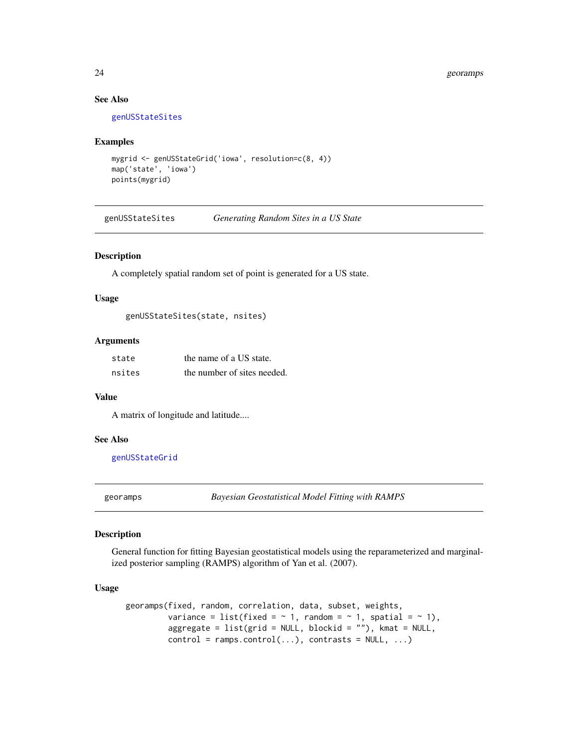### See Also

genUSStateSites

### Examples

```
mygrid <- genUSStateGrid('iowa', resolution=c(8, 4))
map('state', 'iowa')
points(mygrid)
```

---

## genUSStateSites — *Generating Random Sites in a US State*

### Description

A completely spatial random set of point is generated for a US state.

### Usage

```
genUSStateSites(state, nsites)
```

### Arguments

| | |
|---|---|
| state | the name of a US state. |
| nsites | the number of sites needed. |

### Value

A matrix of longitude and latitude....

### See Also

genUSStateGrid

---

## georamps — *Bayesian Geostatistical Model Fitting with RAMPS*

### Description

General function for fitting Bayesian geostatistical models using the reparameterized and marginalized posterior sampling (RAMPS) algorithm of Yan et al. (2007).

### Usage

```
georamps(fixed, random, correlation, data, subset, weights,
         variance = list(fixed = ~ 1, random = ~ 1, spatial = ~ 1),
         aggregate = list(grid = NULL, blockid = ""), kmat = NULL,
         control = ramps.control(...), contrasts = NULL, ...)
```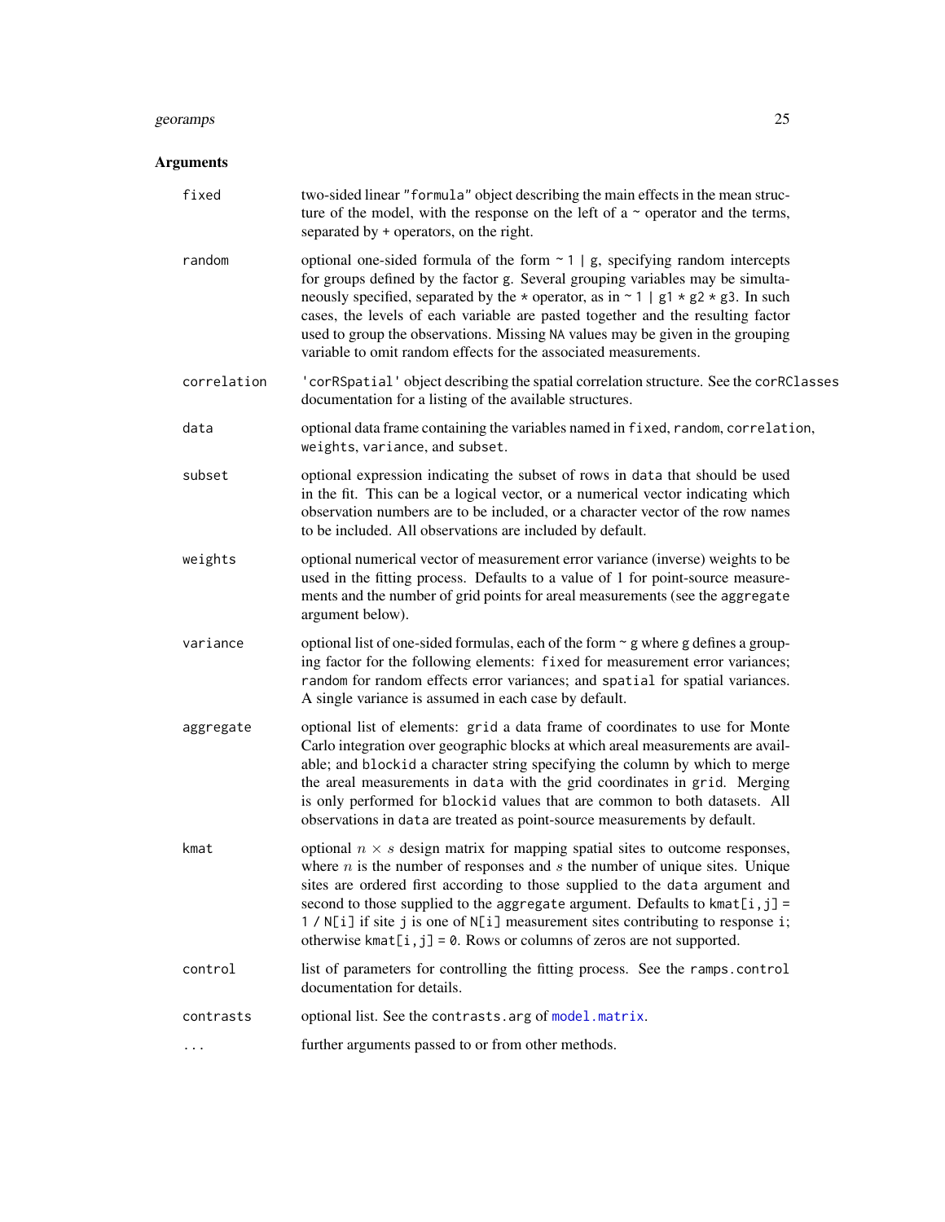## Arguments

**fixed**
two-sided linear "formula" object describing the main effects in the mean structure of the model, with the response on the left of a ~ operator and the terms, separated by + operators, on the right.

**random**
optional one-sided formula of the form `~ 1 | g`, specifying random intercepts for groups defined by the factor g. Several grouping variables may be simultaneously specified, separated by the * operator, as in `~ 1 | g1 * g2 * g3`. In such cases, the levels of each variable are pasted together and the resulting factor used to group the observations. Missing NA values may be given in the grouping variable to omit random effects for the associated measurements.

**correlation**
'corRSpatial' object describing the spatial correlation structure. See the corRClasses documentation for a listing of the available structures.

**data**
optional data frame containing the variables named in fixed, random, correlation, weights, variance, and subset.

**subset**
optional expression indicating the subset of rows in data that should be used in the fit. This can be a logical vector, or a numerical vector indicating which observation numbers are to be included, or a character vector of the row names to be included. All observations are included by default.

**weights**
optional numerical vector of measurement error variance (inverse) weights to be used in the fitting process. Defaults to a value of 1 for point-source measurements and the number of grid points for areal measurements (see the aggregate argument below).

**variance**
optional list of one-sided formulas, each of the form `~ g` where g defines a grouping factor for the following elements: fixed for measurement error variances; random for random effects error variances; and spatial for spatial variances. A single variance is assumed in each case by default.

**aggregate**
optional list of elements: grid a data frame of coordinates to use for Monte Carlo integration over geographic blocks at which areal measurements are available; and blockid a character string specifying the column by which to merge the areal measurements in data with the grid coordinates in grid. Merging is only performed for blockid values that are common to both datasets. All observations in data are treated as point-source measurements by default.

**kmat**
optional $n \times s$ design matrix for mapping spatial sites to outcome responses, where $n$ is the number of responses and $s$ the number of unique sites. Unique sites are ordered first according to those supplied to the data argument and second to those supplied to the aggregate argument. Defaults to `kmat[i,j] = 1 / N[i]` if site j is one of N[i] measurement sites contributing to response i; otherwise `kmat[i,j] = 0`. Rows or columns of zeros are not supported.

**control**
list of parameters for controlling the fitting process. See the ramps.control documentation for details.

**contrasts**
optional list. See the contrasts.arg of model.matrix.

**...**
further arguments passed to or from other methods.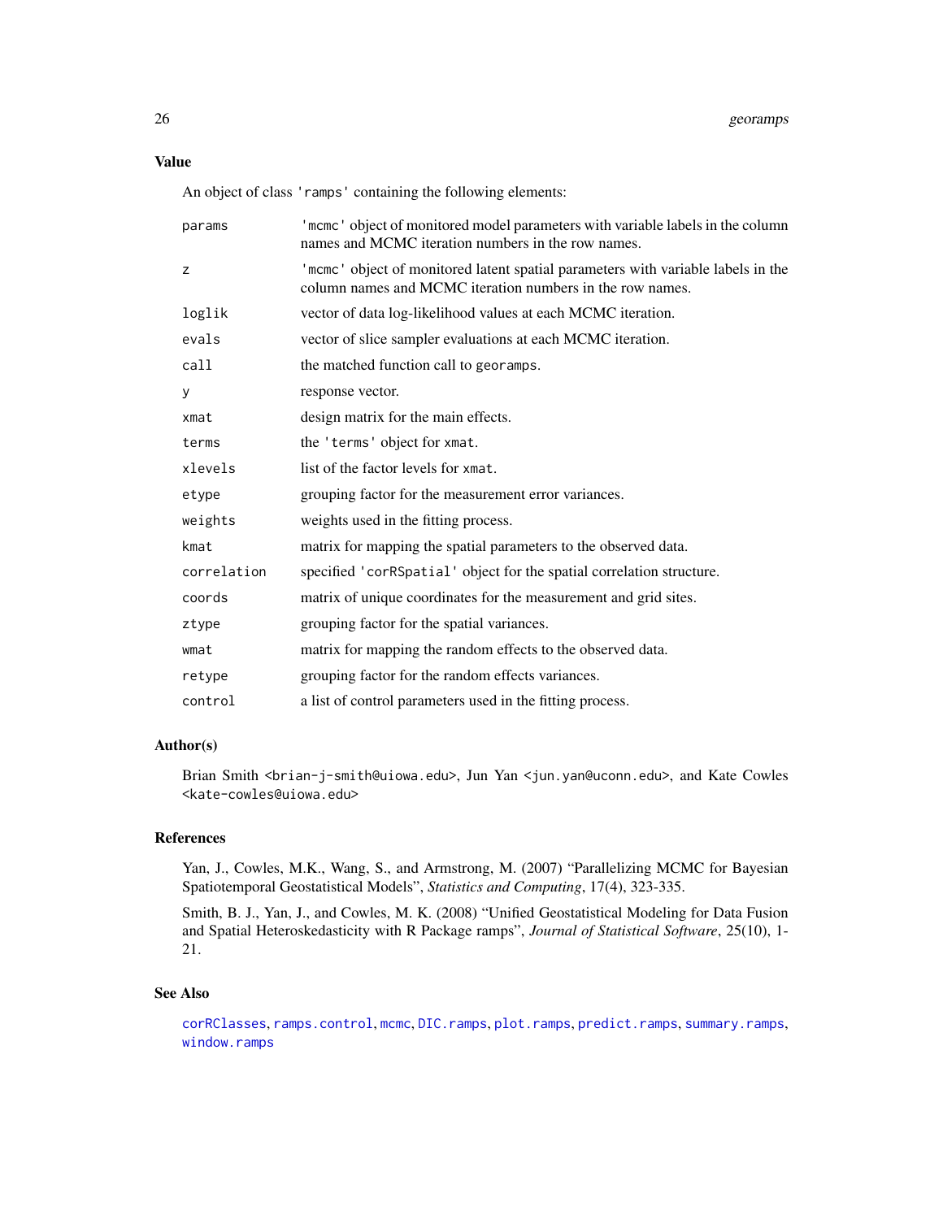## Value

An object of class `'ramps'` containing the following elements:

| | |
|---|---|
| `params` | `'mcmc'` object of monitored model parameters with variable labels in the column names and MCMC iteration numbers in the row names. |
| `z` | `'mcmc'` object of monitored latent spatial parameters with variable labels in the column names and MCMC iteration numbers in the row names. |
| `loglik` | vector of data log-likelihood values at each MCMC iteration. |
| `evals` | vector of slice sampler evaluations at each MCMC iteration. |
| `call` | the matched function call to `georamps`. |
| `y` | response vector. |
| `xmat` | design matrix for the main effects. |
| `terms` | the `'terms'` object for `xmat`. |
| `xlevels` | list of the factor levels for `xmat`. |
| `etype` | grouping factor for the measurement error variances. |
| `weights` | weights used in the fitting process. |
| `kmat` | matrix for mapping the spatial parameters to the observed data. |
| `correlation` | specified `'corRSpatial'` object for the spatial correlation structure. |
| `coords` | matrix of unique coordinates for the measurement and grid sites. |
| `ztype` | grouping factor for the spatial variances. |
| `wmat` | matrix for mapping the random effects to the observed data. |
| `retype` | grouping factor for the random effects variances. |
| `control` | a list of control parameters used in the fitting process. |

## Author(s)

Brian Smith <brian-j-smith@uiowa.edu>, Jun Yan <jun.yan@uconn.edu>, and Kate Cowles <kate-cowles@uiowa.edu>

## References

Yan, J., Cowles, M.K., Wang, S., and Armstrong, M. (2007) "Parallelizing MCMC for Bayesian Spatiotemporal Geostatistical Models", *Statistics and Computing*, 17(4), 323-335.

Smith, B. J., Yan, J., and Cowles, M. K. (2008) "Unified Geostatistical Modeling for Data Fusion and Spatial Heteroskedasticity with R Package ramps", *Journal of Statistical Software*, 25(10), 1-21.

## See Also

`corRClasses`, `ramps.control`, `mcmc`, `DIC.ramps`, `plot.ramps`, `predict.ramps`, `summary.ramps`, `window.ramps`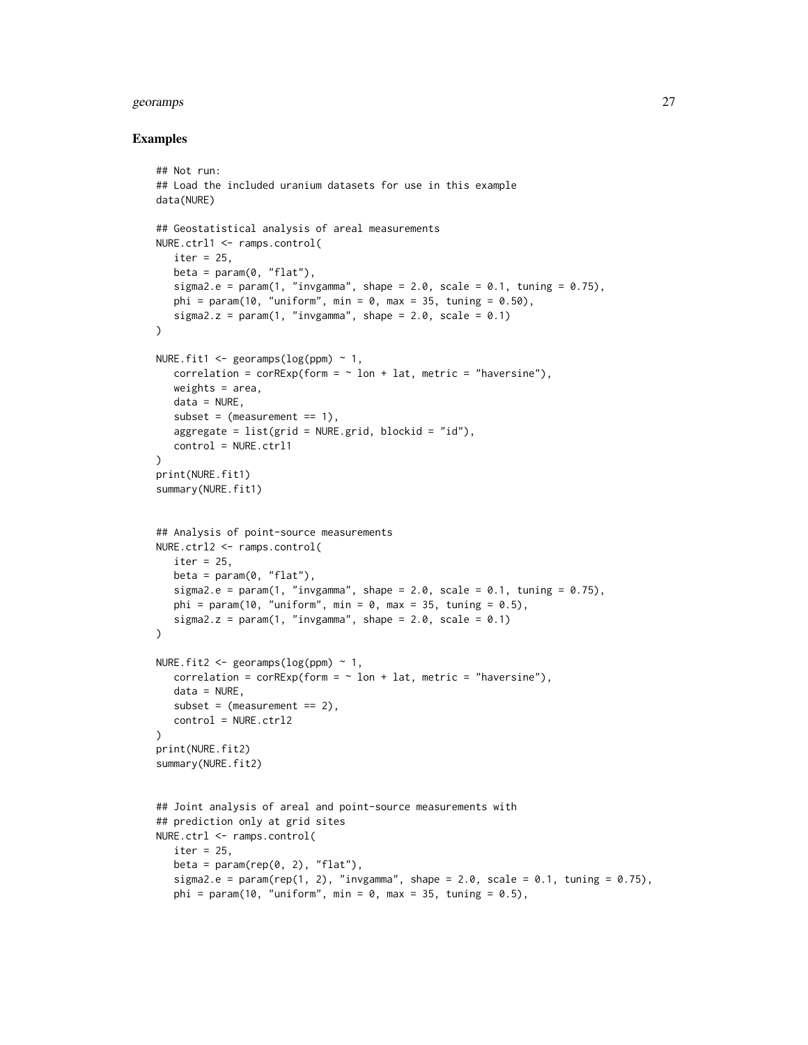### Examples

```
## Not run:
## Load the included uranium datasets for use in this example
data(NURE)

## Geostatistical analysis of areal measurements
NURE.ctrl1 <- ramps.control(
   iter = 25,
   beta = param(0, "flat"),
   sigma2.e = param(1, "invgamma", shape = 2.0, scale = 0.1, tuning = 0.75),
   phi = param(10, "uniform", min = 0, max = 35, tuning = 0.50),
   sigma2.z = param(1, "invgamma", shape = 2.0, scale = 0.1)
)

NURE.fit1 <- georamps(log(ppm) ~ 1,
   correlation = corRExp(form = ~ lon + lat, metric = "haversine"),
   weights = area,
   data = NURE,
   subset = (measurement == 1),
   aggregate = list(grid = NURE.grid, blockid = "id"),
   control = NURE.ctrl1
)
print(NURE.fit1)
summary(NURE.fit1)


## Analysis of point-source measurements
NURE.ctrl2 <- ramps.control(
   iter = 25,
   beta = param(0, "flat"),
   sigma2.e = param(1, "invgamma", shape = 2.0, scale = 0.1, tuning = 0.75),
   phi = param(10, "uniform", min = 0, max = 35, tuning = 0.5),
   sigma2.z = param(1, "invgamma", shape = 2.0, scale = 0.1)
)

NURE.fit2 <- georamps(log(ppm) ~ 1,
   correlation = corRExp(form = ~ lon + lat, metric = "haversine"),
   data = NURE,
   subset = (measurement == 2),
   control = NURE.ctrl2
)
print(NURE.fit2)
summary(NURE.fit2)


## Joint analysis of areal and point-source measurements with
## prediction only at grid sites
NURE.ctrl <- ramps.control(
   iter = 25,
   beta = param(rep(0, 2), "flat"),
   sigma2.e = param(rep(1, 2), "invgamma", shape = 2.0, scale = 0.1, tuning = 0.75),
   phi = param(10, "uniform", min = 0, max = 35, tuning = 0.5),
```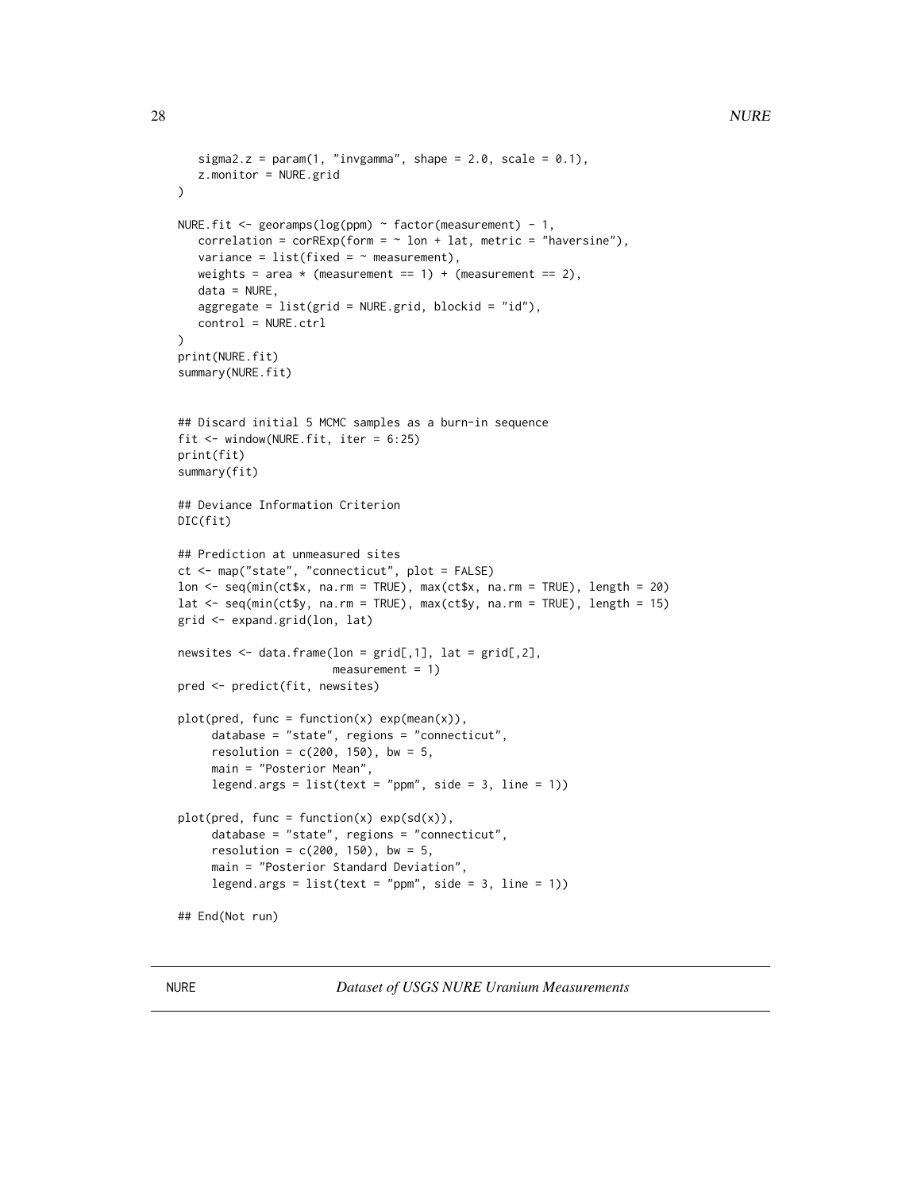```
   sigma2.z = param(1, "invgamma", shape = 2.0, scale = 0.1),
   z.monitor = NURE.grid
)

NURE.fit <- georamps(log(ppm) ~ factor(measurement) - 1,
   correlation = corRExp(form = ~ lon + lat, metric = "haversine"),
   variance = list(fixed = ~ measurement),
   weights = area * (measurement == 1) + (measurement == 2),
   data = NURE,
   aggregate = list(grid = NURE.grid, blockid = "id"),
   control = NURE.ctrl
)
print(NURE.fit)
summary(NURE.fit)


## Discard initial 5 MCMC samples as a burn-in sequence
fit <- window(NURE.fit, iter = 6:25)
print(fit)
summary(fit)

## Deviance Information Criterion
DIC(fit)

## Prediction at unmeasured sites
ct <- map("state", "connecticut", plot = FALSE)
lon <- seq(min(ct$x, na.rm = TRUE), max(ct$x, na.rm = TRUE), length = 20)
lat <- seq(min(ct$y, na.rm = TRUE), max(ct$y, na.rm = TRUE), length = 15)
grid <- expand.grid(lon, lat)

newsites <- data.frame(lon = grid[,1], lat = grid[,2],
                       measurement = 1)
pred <- predict(fit, newsites)

plot(pred, func = function(x) exp(mean(x)),
     database = "state", regions = "connecticut",
     resolution = c(200, 150), bw = 5,
     main = "Posterior Mean",
     legend.args = list(text = "ppm", side = 3, line = 1))

plot(pred, func = function(x) exp(sd(x)),
     database = "state", regions = "connecticut",
     resolution = c(200, 150), bw = 5,
     main = "Posterior Standard Deviation",
     legend.args = list(text = "ppm", side = 3, line = 1))

## End(Not run)
```

---

NURE — *Dataset of USGS NURE Uranium Measurements*

---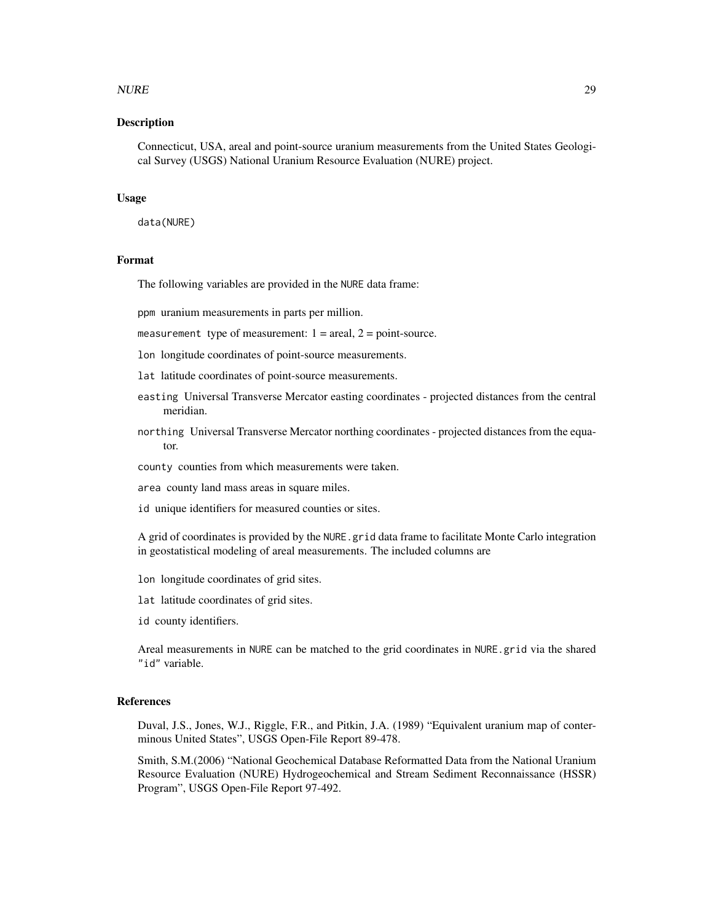### Description

Connecticut, USA, areal and point-source uranium measurements from the United States Geological Survey (USGS) National Uranium Resource Evaluation (NURE) project.

### Usage

```
data(NURE)
```

### Format

The following variables are provided in the NURE data frame:

- `ppm` uranium measurements in parts per million.
- `measurement` type of measurement: 1 = areal, 2 = point-source.
- `lon` longitude coordinates of point-source measurements.
- `lat` latitude coordinates of point-source measurements.
- `easting` Universal Transverse Mercator easting coordinates - projected distances from the central meridian.
- `northing` Universal Transverse Mercator northing coordinates - projected distances from the equator.
- `county` counties from which measurements were taken.
- `area` county land mass areas in square miles.
- `id` unique identifiers for measured counties or sites.

A grid of coordinates is provided by the `NURE.grid` data frame to facilitate Monte Carlo integration in geostatistical modeling of areal measurements. The included columns are

- `lon` longitude coordinates of grid sites.
- `lat` latitude coordinates of grid sites.
- `id` county identifiers.

Areal measurements in NURE can be matched to the grid coordinates in `NURE.grid` via the shared `"id"` variable.

### References

Duval, J.S., Jones, W.J., Riggle, F.R., and Pitkin, J.A. (1989) "Equivalent uranium map of conterminous United States", USGS Open-File Report 89-478.

Smith, S.M.(2006) "National Geochemical Database Reformatted Data from the National Uranium Resource Evaluation (NURE) Hydrogeochemical and Stream Sediment Reconnaissance (HSSR) Program", USGS Open-File Report 97-492.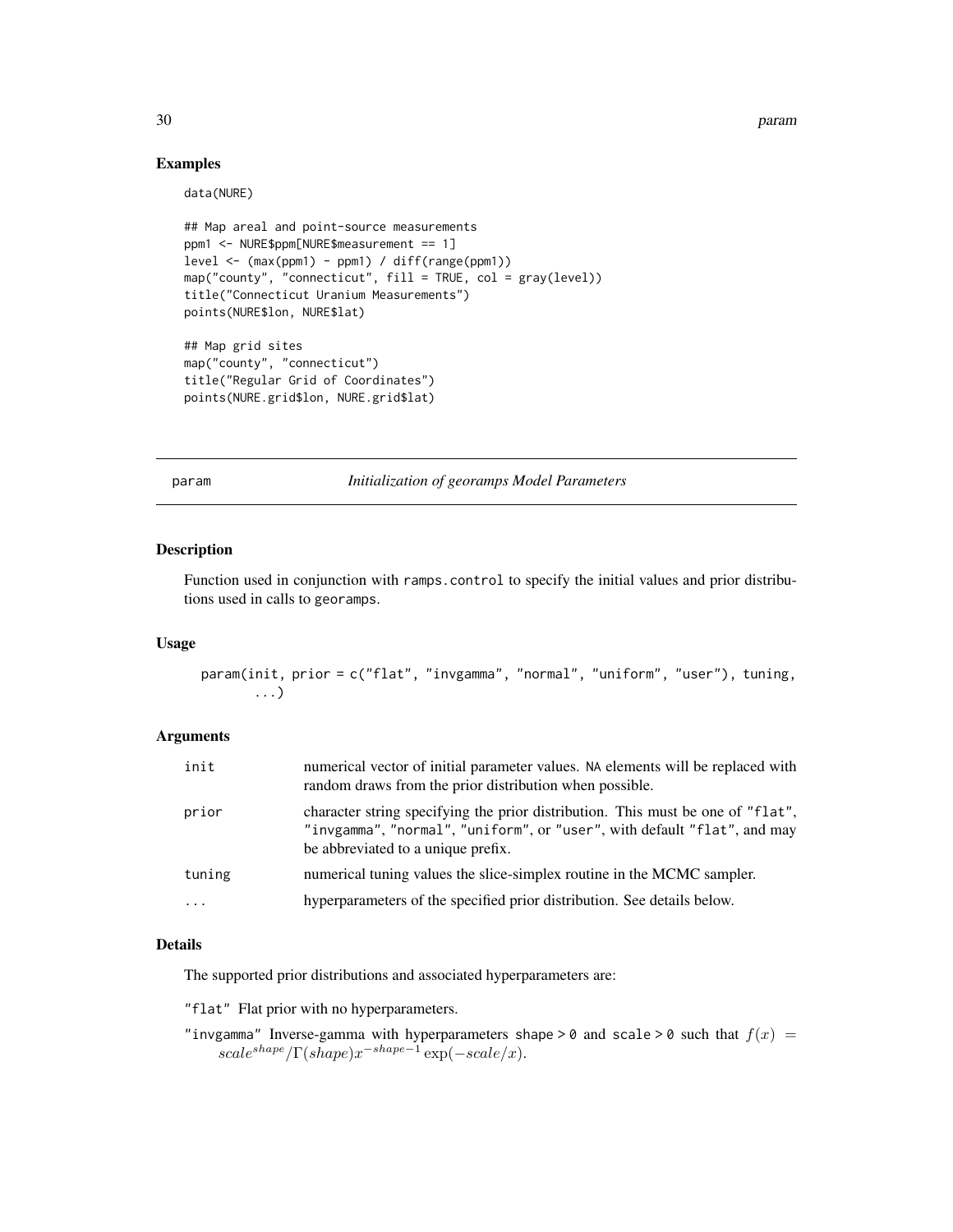## Examples

```
data(NURE)

## Map areal and point-source measurements
ppm1 <- NURE$ppm[NURE$measurement == 1]
level <- (max(ppm1) - ppm1) / diff(range(ppm1))
map("county", "connecticut", fill = TRUE, col = gray(level))
title("Connecticut Uranium Measurements")
points(NURE$lon, NURE$lat)

## Map grid sites
map("county", "connecticut")
title("Regular Grid of Coordinates")
points(NURE.grid$lon, NURE.grid$lat)
```

---

param *Initialization of georamps Model Parameters*

---

## Description

Function used in conjunction with ramps.control to specify the initial values and prior distributions used in calls to georamps.

## Usage

```
param(init, prior = c("flat", "invgamma", "normal", "uniform", "user"), tuning,
      ...)
```

## Arguments

| | |
|---|---|
| init | numerical vector of initial parameter values. NA elements will be replaced with random draws from the prior distribution when possible. |
| prior | character string specifying the prior distribution. This must be one of "flat", "invgamma", "normal", "uniform", or "user", with default "flat", and may be abbreviated to a unique prefix. |
| tuning | numerical tuning values the slice-simplex routine in the MCMC sampler. |
| ... | hyperparameters of the specified prior distribution. See details below. |

## Details

The supported prior distributions and associated hyperparameters are:

"flat" Flat prior with no hyperparameters.

"invgamma" Inverse-gamma with hyperparameters shape > 0 and scale > 0 such that $f(x) = scale^{shape}/\Gamma(shape)x^{-shape-1}\exp(-scale/x)$.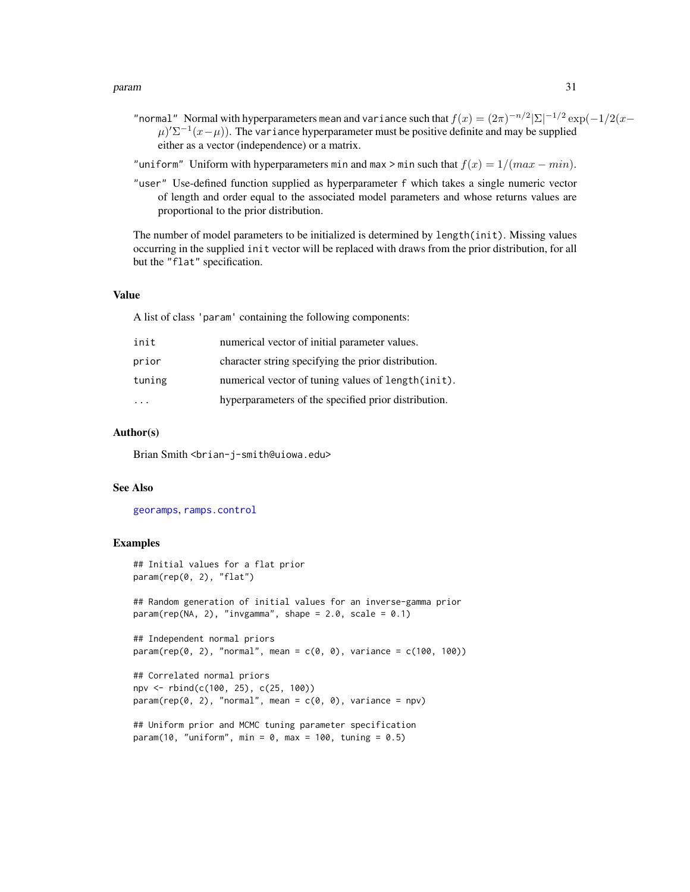"normal" Normal with hyperparameters mean and variance such that $f(x) = (2\pi)^{-n/2}|\Sigma|^{-1/2}\exp(-1/2(x-\mu)'\Sigma^{-1}(x-\mu))$. The variance hyperparameter must be positive definite and may be supplied either as a vector (independence) or a matrix.

"uniform" Uniform with hyperparameters min and max > min such that $f(x) = 1/(max - min)$.

"user" Use-defined function supplied as hyperparameter f which takes a single numeric vector of length and order equal to the associated model parameters and whose returns values are proportional to the prior distribution.

The number of model parameters to be initialized is determined by length(init). Missing values occurring in the supplied init vector will be replaced with draws from the prior distribution, for all but the "flat" specification.

## Value

A list of class 'param' containing the following components:

| | |
|---|---|
| init | numerical vector of initial parameter values. |
| prior | character string specifying the prior distribution. |
| tuning | numerical vector of tuning values of length(init). |
| ... | hyperparameters of the specified prior distribution. |

## Author(s)

Brian Smith <brian-j-smith@uiowa.edu>

## See Also

georamps, ramps.control

## Examples

```
## Initial values for a flat prior
param(rep(0, 2), "flat")

## Random generation of initial values for an inverse-gamma prior
param(rep(NA, 2), "invgamma", shape = 2.0, scale = 0.1)

## Independent normal priors
param(rep(0, 2), "normal", mean = c(0, 0), variance = c(100, 100))

## Correlated normal priors
npv <- rbind(c(100, 25), c(25, 100))
param(rep(0, 2), "normal", mean = c(0, 0), variance = npv)

## Uniform prior and MCMC tuning parameter specification
param(10, "uniform", min = 0, max = 100, tuning = 0.5)
```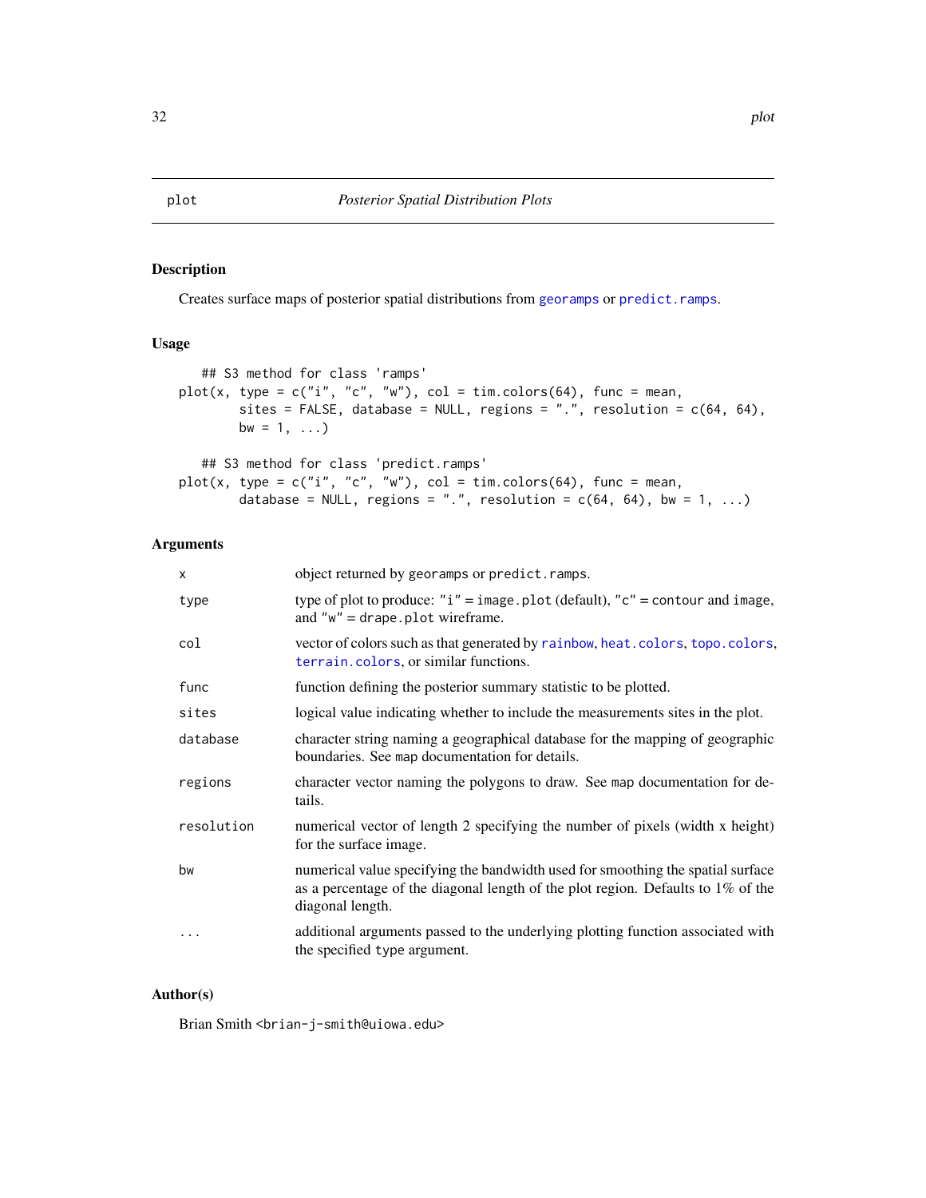# plot — *Posterior Spatial Distribution Plots*

## Description

Creates surface maps of posterior spatial distributions from georamps or predict.ramps.

## Usage

```
## S3 method for class 'ramps'
plot(x, type = c("i", "c", "w"), col = tim.colors(64), func = mean,
       sites = FALSE, database = NULL, regions = ".", resolution = c(64, 64),
       bw = 1, ...)

## S3 method for class 'predict.ramps'
plot(x, type = c("i", "c", "w"), col = tim.colors(64), func = mean,
       database = NULL, regions = ".", resolution = c(64, 64), bw = 1, ...)
```

## Arguments

| | |
|---|---|
| x | object returned by georamps or predict.ramps. |
| type | type of plot to produce: "i" = image.plot (default), "c" = contour and image, and "w" = drape.plot wireframe. |
| col | vector of colors such as that generated by rainbow, heat.colors, topo.colors, terrain.colors, or similar functions. |
| func | function defining the posterior summary statistic to be plotted. |
| sites | logical value indicating whether to include the measurements sites in the plot. |
| database | character string naming a geographical database for the mapping of geographic boundaries. See map documentation for details. |
| regions | character vector naming the polygons to draw. See map documentation for details. |
| resolution | numerical vector of length 2 specifying the number of pixels (width x height) for the surface image. |
| bw | numerical value specifying the bandwidth used for smoothing the spatial surface as a percentage of the diagonal length of the plot region. Defaults to 1% of the diagonal length. |
| ... | additional arguments passed to the underlying plotting function associated with the specified type argument. |

## Author(s)

Brian Smith <brian-j-smith@uiowa.edu>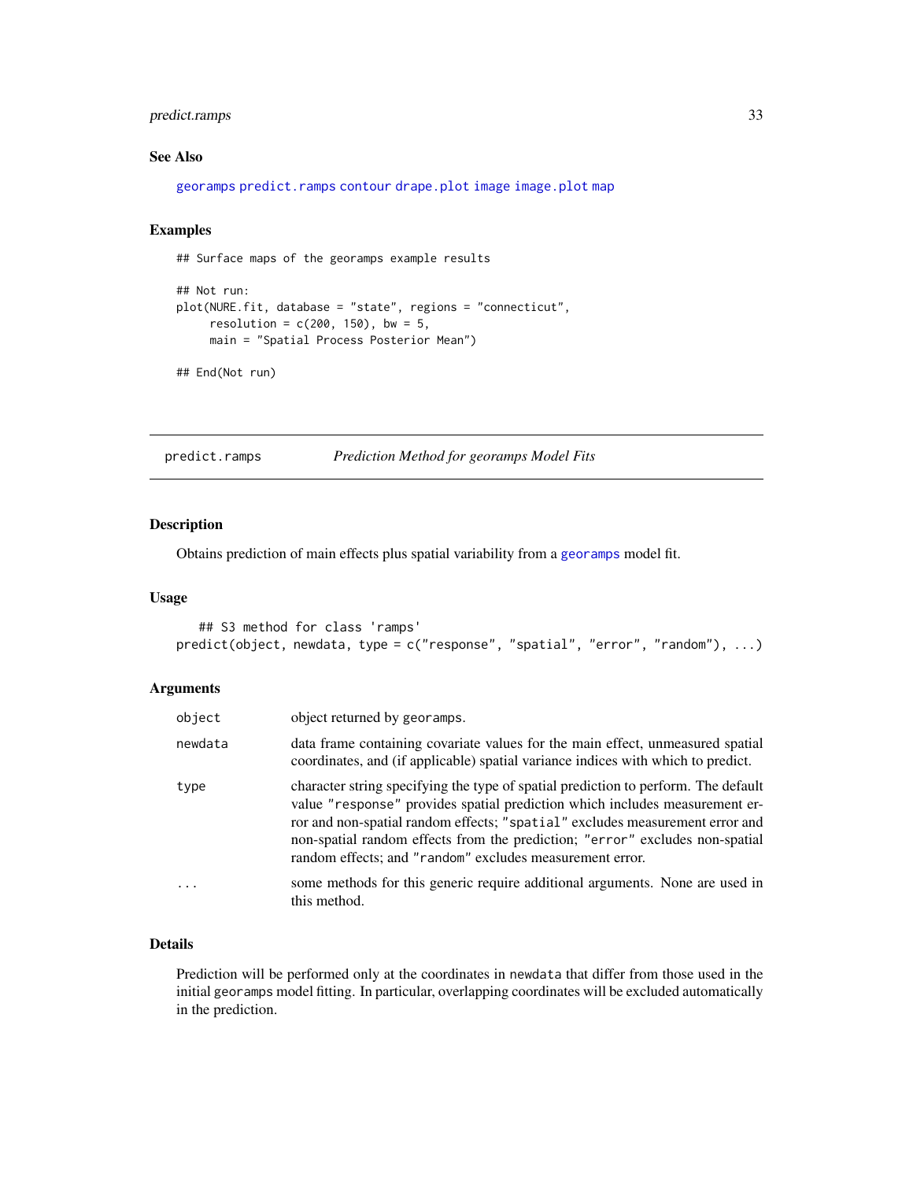### See Also

georamps predict.ramps contour drape.plot image image.plot map

### Examples

```
## Surface maps of the georamps example results

## Not run:
plot(NURE.fit, database = "state", regions = "connecticut",
     resolution = c(200, 150), bw = 5,
     main = "Spatial Process Posterior Mean")

## End(Not run)
```

---

## predict.ramps — *Prediction Method for georamps Model Fits*

### Description

Obtains prediction of main effects plus spatial variability from a georamps model fit.

### Usage

```
## S3 method for class 'ramps'
predict(object, newdata, type = c("response", "spatial", "error", "random"), ...)
```

### Arguments

| | |
|---|---|
| object | object returned by georamps. |
| newdata | data frame containing covariate values for the main effect, unmeasured spatial coordinates, and (if applicable) spatial variance indices with which to predict. |
| type | character string specifying the type of spatial prediction to perform. The default value "response" provides spatial prediction which includes measurement error and non-spatial random effects; "spatial" excludes measurement error and non-spatial random effects from the prediction; "error" excludes non-spatial random effects; and "random" excludes measurement error. |
| ... | some methods for this generic require additional arguments. None are used in this method. |

### Details

Prediction will be performed only at the coordinates in newdata that differ from those used in the initial georamps model fitting. In particular, overlapping coordinates will be excluded automatically in the prediction.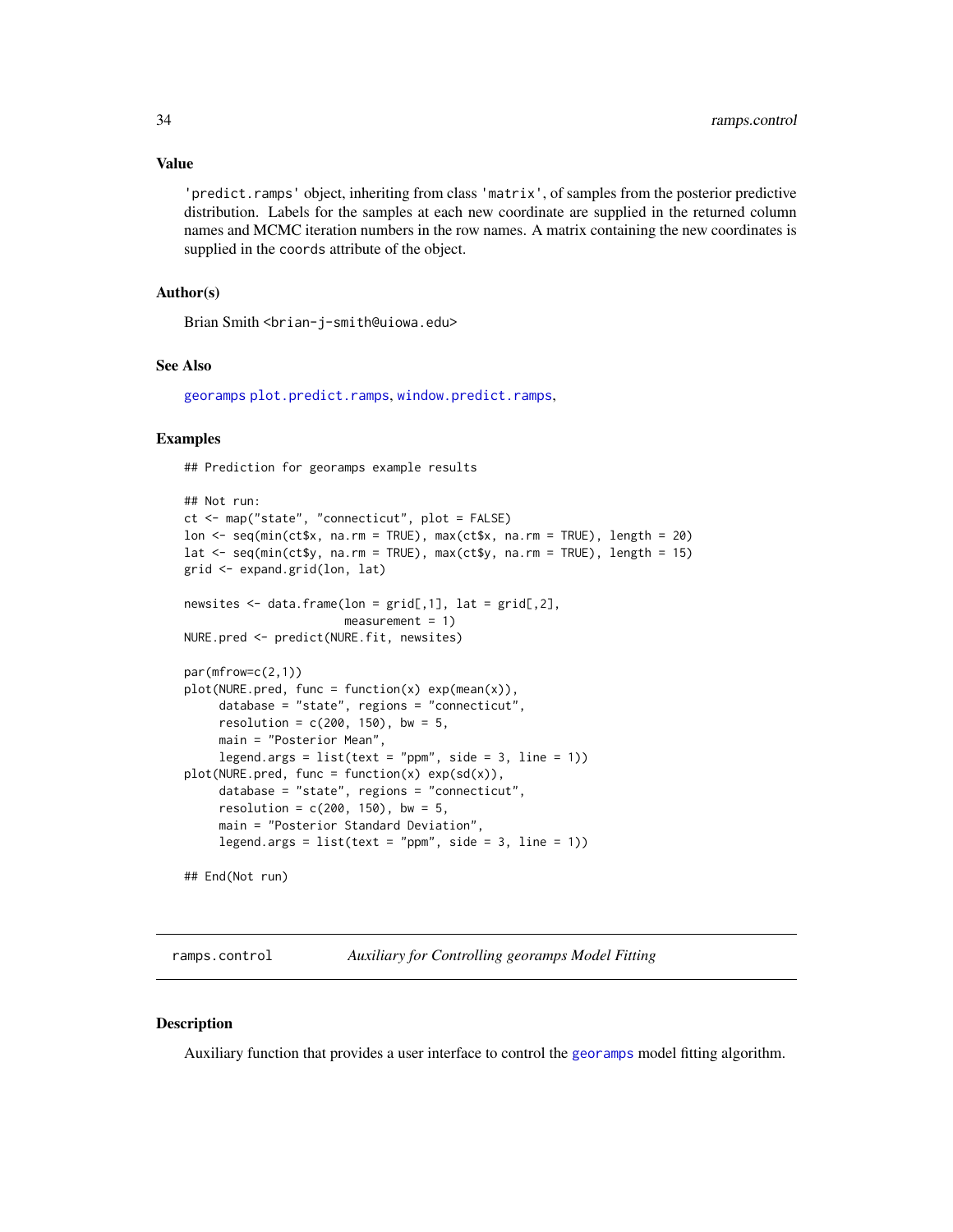### Value

'predict.ramps' object, inheriting from class 'matrix', of samples from the posterior predictive distribution. Labels for the samples at each new coordinate are supplied in the returned column names and MCMC iteration numbers in the row names. A matrix containing the new coordinates is supplied in the coords attribute of the object.

### Author(s)

Brian Smith <brian-j-smith@uiowa.edu>

### See Also

georamps plot.predict.ramps, window.predict.ramps,

### Examples

```
## Prediction for georamps example results

## Not run:
ct <- map("state", "connecticut", plot = FALSE)
lon <- seq(min(ct$x, na.rm = TRUE), max(ct$x, na.rm = TRUE), length = 20)
lat <- seq(min(ct$y, na.rm = TRUE), max(ct$y, na.rm = TRUE), length = 15)
grid <- expand.grid(lon, lat)

newsites <- data.frame(lon = grid[,1], lat = grid[,2],
                       measurement = 1)
NURE.pred <- predict(NURE.fit, newsites)

par(mfrow=c(2,1))
plot(NURE.pred, func = function(x) exp(mean(x)),
     database = "state", regions = "connecticut",
     resolution = c(200, 150), bw = 5,
     main = "Posterior Mean",
     legend.args = list(text = "ppm", side = 3, line = 1))
plot(NURE.pred, func = function(x) exp(sd(x)),
     database = "state", regions = "connecticut",
     resolution = c(200, 150), bw = 5,
     main = "Posterior Standard Deviation",
     legend.args = list(text = "ppm", side = 3, line = 1))

## End(Not run)
```

---

## ramps.control — *Auxiliary for Controlling georamps Model Fitting*

---

### Description

Auxiliary function that provides a user interface to control the georamps model fitting algorithm.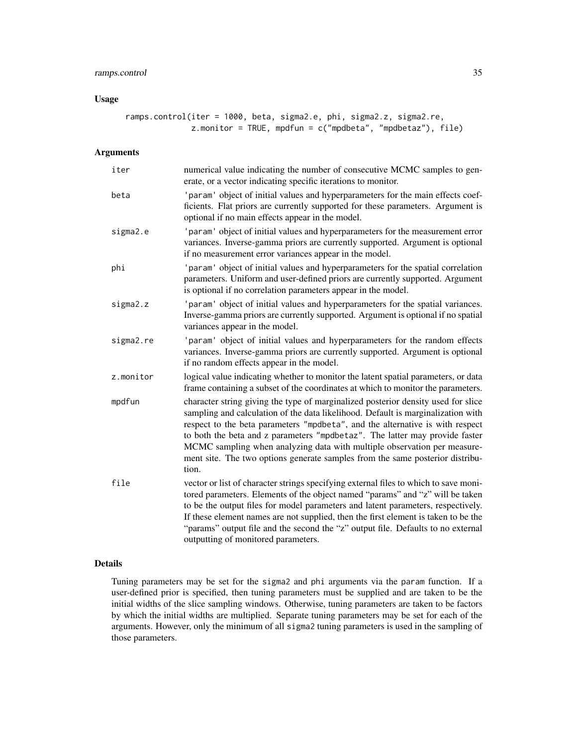## Usage

```
ramps.control(iter = 1000, beta, sigma2.e, phi, sigma2.z, sigma2.re,
              z.monitor = TRUE, mpdfun = c("mpdbeta", "mpdbetaz"), file)
```

## Arguments

| | |
|---|---|
| `iter` | numerical value indicating the number of consecutive MCMC samples to generate, or a vector indicating specific iterations to monitor. |
| `beta` | `'param'` object of initial values and hyperparameters for the main effects coefficients. Flat priors are currently supported for these parameters. Argument is optional if no main effects appear in the model. |
| `sigma2.e` | `'param'` object of initial values and hyperparameters for the measurement error variances. Inverse-gamma priors are currently supported. Argument is optional if no measurement error variances appear in the model. |
| `phi` | `'param'` object of initial values and hyperparameters for the spatial correlation parameters. Uniform and user-defined priors are currently supported. Argument is optional if no correlation parameters appear in the model. |
| `sigma2.z` | `'param'` object of initial values and hyperparameters for the spatial variances. Inverse-gamma priors are currently supported. Argument is optional if no spatial variances appear in the model. |
| `sigma2.re` | `'param'` object of initial values and hyperparameters for the random effects variances. Inverse-gamma priors are currently supported. Argument is optional if no random effects appear in the model. |
| `z.monitor` | logical value indicating whether to monitor the latent spatial parameters, or data frame containing a subset of the coordinates at which to monitor the parameters. |
| `mpdfun` | character string giving the type of marginalized posterior density used for slice sampling and calculation of the data likelihood. Default is marginalization with respect to the beta parameters `"mpdbeta"`, and the alternative is with respect to both the beta and z parameters `"mpdbetaz"`. The latter may provide faster MCMC sampling when analyzing data with multiple observation per measurement site. The two options generate samples from the same posterior distribution. |
| `file` | vector or list of character strings specifying external files to which to save monitored parameters. Elements of the object named "params" and "z" will be taken to be the output files for model parameters and latent parameters, respectively. If these element names are not supplied, then the first element is taken to be the "params" output file and the second the "z" output file. Defaults to no external outputting of monitored parameters. |

## Details

Tuning parameters may be set for the `sigma2` and `phi` arguments via the `param` function. If a user-defined prior is specified, then tuning parameters must be supplied and are taken to be the initial widths of the slice sampling windows. Otherwise, tuning parameters are taken to be factors by which the initial widths are multiplied. Separate tuning parameters may be set for each of the arguments. However, only the minimum of all `sigma2` tuning parameters is used in the sampling of those parameters.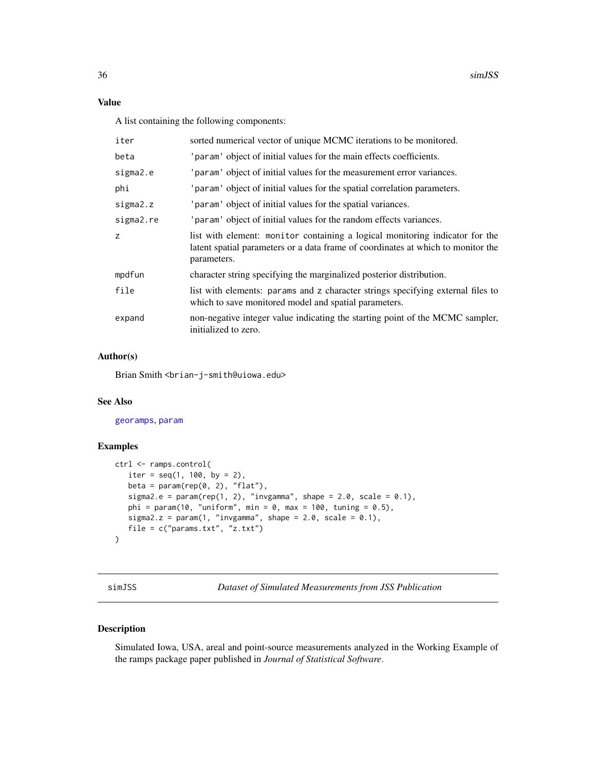### Value

A list containing the following components:

| | |
|---|---|
| iter | sorted numerical vector of unique MCMC iterations to be monitored. |
| beta | 'param' object of initial values for the main effects coefficients. |
| sigma2.e | 'param' object of initial values for the measurement error variances. |
| phi | 'param' object of initial values for the spatial correlation parameters. |
| sigma2.z | 'param' object of initial values for the spatial variances. |
| sigma2.re | 'param' object of initial values for the random effects variances. |
| z | list with element: monitor containing a logical monitoring indicator for the latent spatial parameters or a data frame of coordinates at which to monitor the parameters. |
| mpdfun | character string specifying the marginalized posterior distribution. |
| file | list with elements: params and z character strings specifying external files to which to save monitored model and spatial parameters. |
| expand | non-negative integer value indicating the starting point of the MCMC sampler, initialized to zero. |

### Author(s)

Brian Smith <brian-j-smith@uiowa.edu>

### See Also

georamps, param

### Examples

```
ctrl <- ramps.control(
   iter = seq(1, 100, by = 2),
   beta = param(rep(0, 2), "flat"),
   sigma2.e = param(rep(1, 2), "invgamma", shape = 2.0, scale = 0.1),
   phi = param(10, "uniform", min = 0, max = 100, tuning = 0.5),
   sigma2.z = param(1, "invgamma", shape = 2.0, scale = 0.1),
   file = c("params.txt", "z.txt")
)
```

---

## simJSS — *Dataset of Simulated Measurements from JSS Publication*

### Description

Simulated Iowa, USA, areal and point-source measurements analyzed in the Working Example of the ramps package paper published in *Journal of Statistical Software*.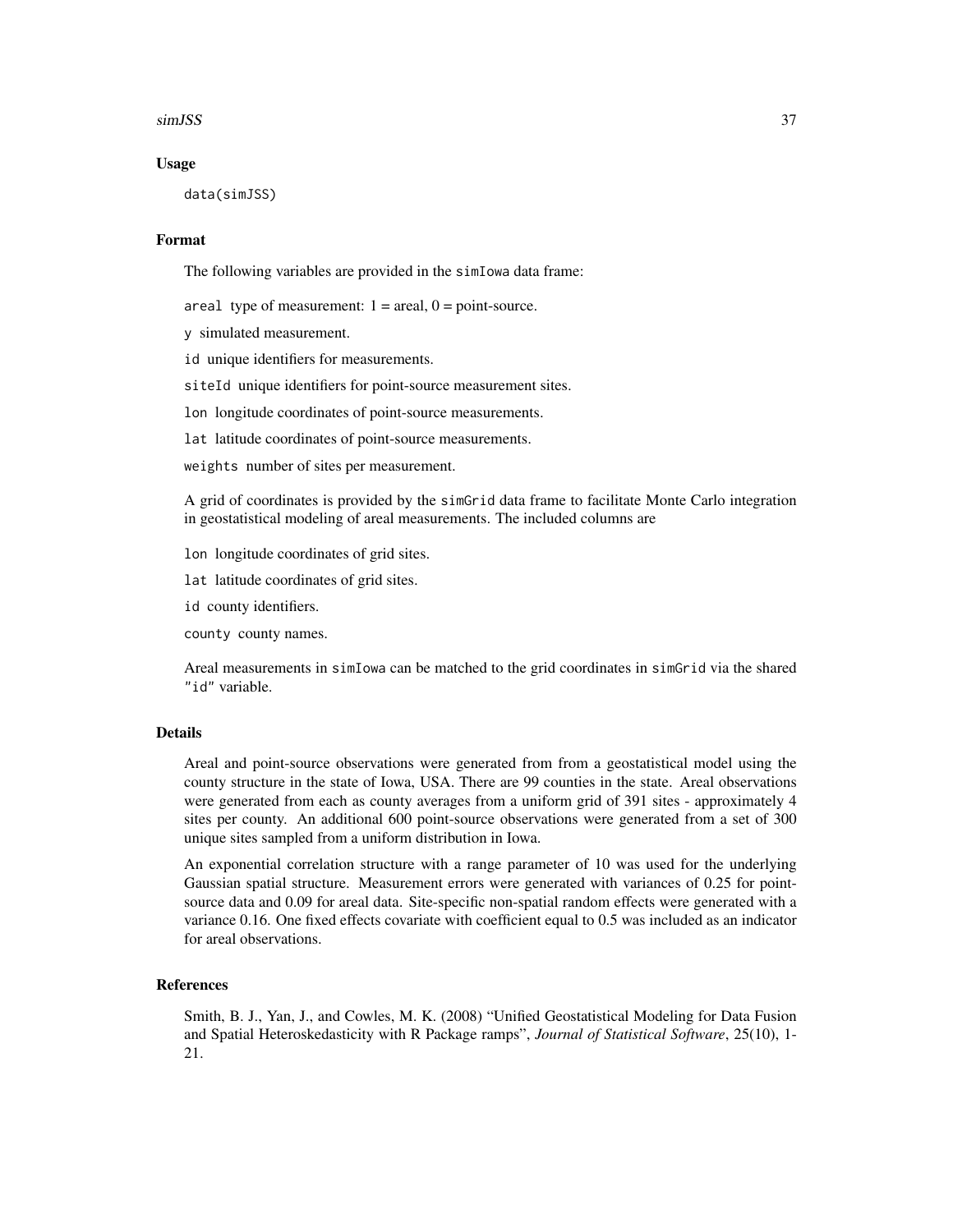## Usage

```
data(simJSS)
```

## Format

The following variables are provided in the `simIowa` data frame:

- `areal` type of measurement: 1 = areal, 0 = point-source.
- `y` simulated measurement.
- `id` unique identifiers for measurements.
- `siteId` unique identifiers for point-source measurement sites.
- `lon` longitude coordinates of point-source measurements.
- `lat` latitude coordinates of point-source measurements.
- `weights` number of sites per measurement.

A grid of coordinates is provided by the `simGrid` data frame to facilitate Monte Carlo integration in geostatistical modeling of areal measurements. The included columns are

- `lon` longitude coordinates of grid sites.
- `lat` latitude coordinates of grid sites.
- `id` county identifiers.
- `county` county names.

Areal measurements in `simIowa` can be matched to the grid coordinates in `simGrid` via the shared `"id"` variable.

## Details

Areal and point-source observations were generated from from a geostatistical model using the county structure in the state of Iowa, USA. There are 99 counties in the state. Areal observations were generated from each as county averages from a uniform grid of 391 sites - approximately 4 sites per county. An additional 600 point-source observations were generated from a set of 300 unique sites sampled from a uniform distribution in Iowa.

An exponential correlation structure with a range parameter of 10 was used for the underlying Gaussian spatial structure. Measurement errors were generated with variances of 0.25 for point-source data and 0.09 for areal data. Site-specific non-spatial random effects were generated with a variance 0.16. One fixed effects covariate with coefficient equal to 0.5 was included as an indicator for areal observations.

## References

Smith, B. J., Yan, J., and Cowles, M. K. (2008) "Unified Geostatistical Modeling for Data Fusion and Spatial Heteroskedasticity with R Package ramps", *Journal of Statistical Software*, 25(10), 1-21.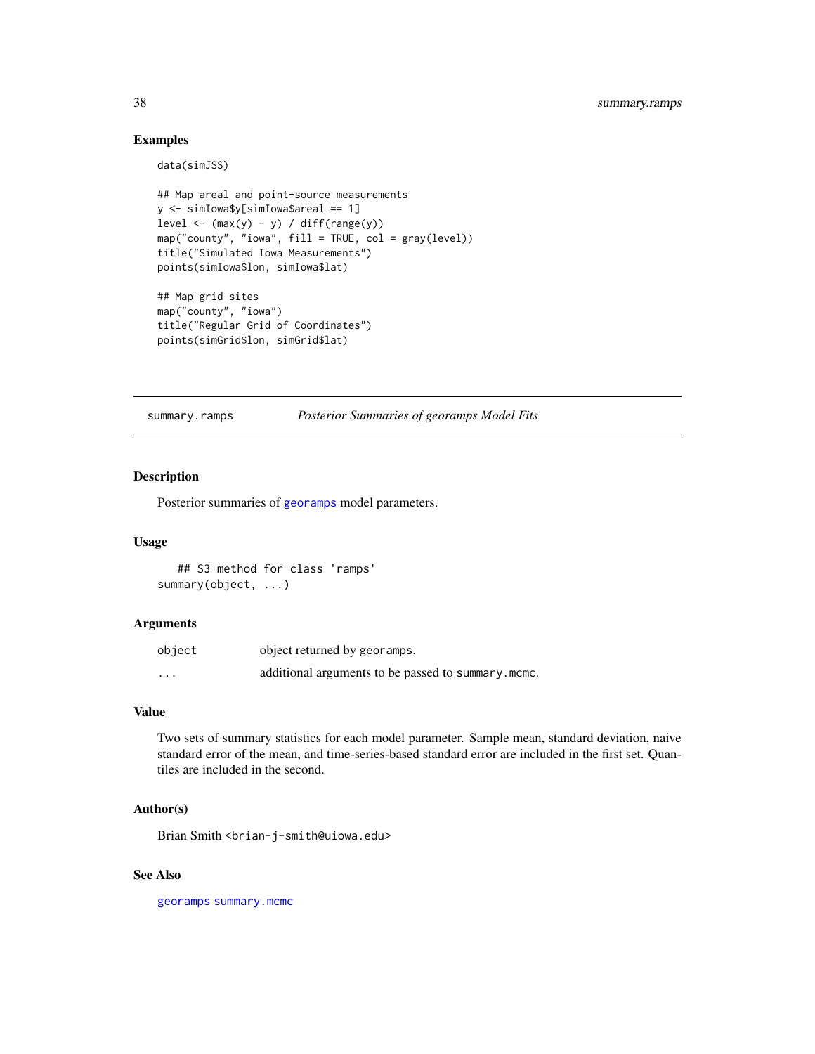## Examples

```
data(simJSS)

## Map areal and point-source measurements
y <- simIowa$y[simIowa$areal == 1]
level <- (max(y) - y) / diff(range(y))
map("county", "iowa", fill = TRUE, col = gray(level))
title("Simulated Iowa Measurements")
points(simIowa$lon, simIowa$lat)

## Map grid sites
map("county", "iowa")
title("Regular Grid of Coordinates")
points(simGrid$lon, simGrid$lat)
```

---

# summary.ramps — *Posterior Summaries of georamps Model Fits*

---

## Description

Posterior summaries of `georamps` model parameters.

## Usage

```
## S3 method for class 'ramps'
summary(object, ...)
```

## Arguments

| | |
|---|---|
| `object` | object returned by `georamps`. |
| `...` | additional arguments to be passed to `summary.mcmc`. |

## Value

Two sets of summary statistics for each model parameter. Sample mean, standard deviation, naive standard error of the mean, and time-series-based standard error are included in the first set. Quantiles are included in the second.

## Author(s)

Brian Smith <brian-j-smith@uiowa.edu>

## See Also

`georamps` `summary.mcmc`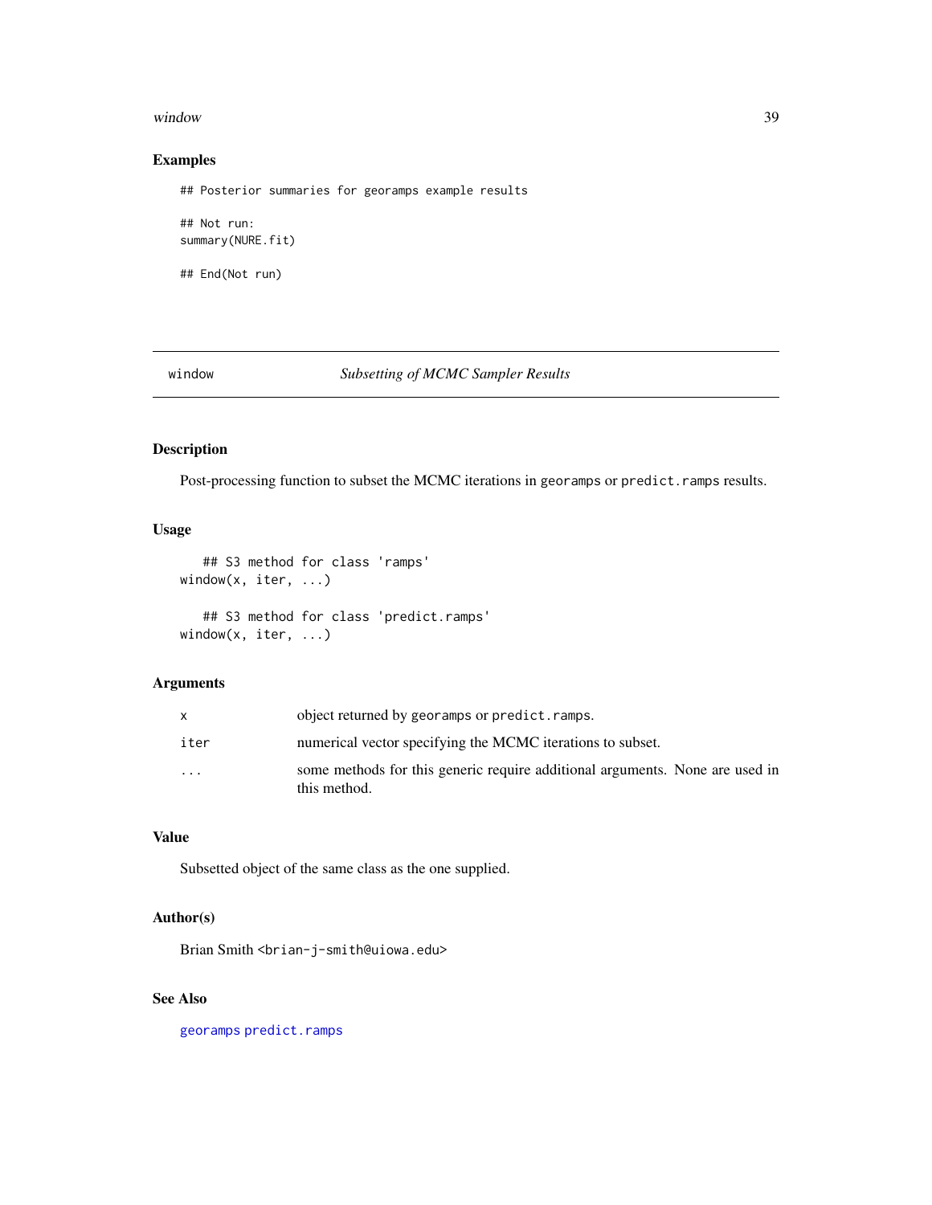## Examples

```
## Posterior summaries for georamps example results

## Not run:
summary(NURE.fit)

## End(Not run)
```

---

# window — *Subsetting of MCMC Sampler Results*

---

## Description

Post-processing function to subset the MCMC iterations in `georamps` or `predict.ramps` results.

## Usage

```
    ## S3 method for class 'ramps'
window(x, iter, ...)

    ## S3 method for class 'predict.ramps'
window(x, iter, ...)
```

## Arguments

| | |
|---|---|
| `x` | object returned by `georamps` or `predict.ramps`. |
| `iter` | numerical vector specifying the MCMC iterations to subset. |
| `...` | some methods for this generic require additional arguments. None are used in this method. |

## Value

Subsetted object of the same class as the one supplied.

## Author(s)

Brian Smith <brian-j-smith@uiowa.edu>

## See Also

`georamps` `predict.ramps`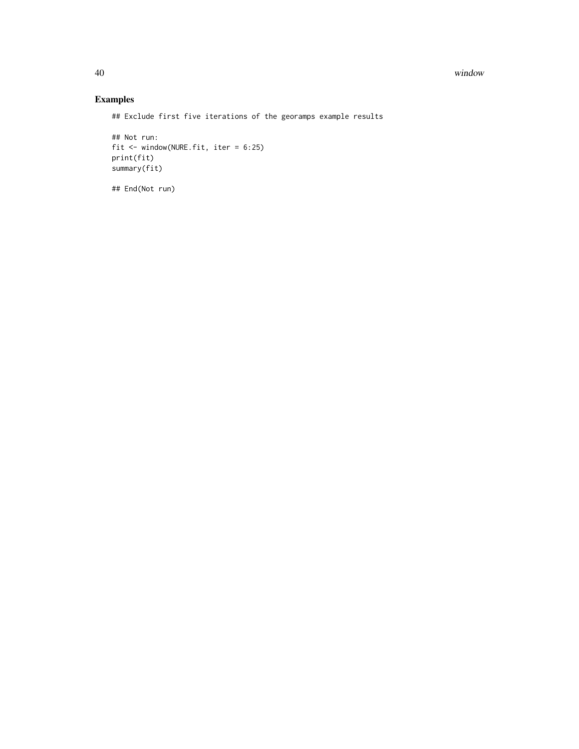## Examples

```
## Exclude first five iterations of the georamps example results

## Not run:
fit <- window(NURE.fit, iter = 6:25)
print(fit)
summary(fit)

## End(Not run)
```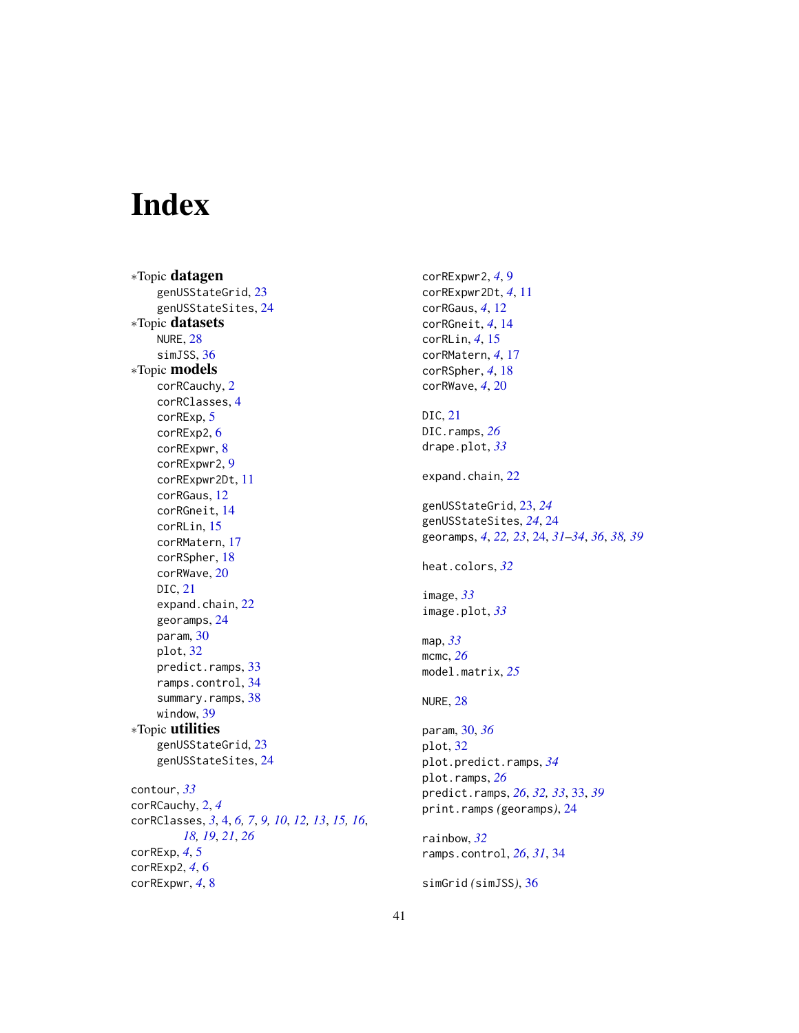# Index

∗Topic **datagen**
- genUSStateGrid, 23
- genUSStateSites, 24

∗Topic **datasets**
- NURE, 28
- simJSS, 36

∗Topic **models**
- corRCauchy, 2
- corRClasses, 4
- corRExp, 5
- corRExp2, 6
- corRExpwr, 8
- corRExpwr2, 9
- corRExpwr2Dt, 11
- corRGaus, 12
- corRGneit, 14
- corRLin, 15
- corRMatern, 17
- corRSpher, 18
- corRWave, 20
- DIC, 21
- expand.chain, 22
- georamps, 24
- param, 30
- plot, 32
- predict.ramps, 33
- ramps.control, 34
- summary.ramps, 38
- window, 39

∗Topic **utilities**
- genUSStateGrid, 23
- genUSStateSites, 24

contour, *33*
corRCauchy, 2, *4*
corRClasses, *3*, 4, *6, 7, 9, 10*, *12, 13*, *15, 16*, *18, 19*, *21*, *26*
corRExp, *4*, 5
corRExp2, *4*, 6
corRExpwr, *4*, 8
corRExpwr2, *4*, 9
corRExpwr2Dt, *4*, 11
corRGaus, *4*, 12
corRGneit, *4*, 14
corRLin, *4*, 15
corRMatern, *4*, 17
corRSpher, *4*, 18
corRWave, *4*, 20

DIC, 21
DIC.ramps, *26*
drape.plot, *33*

expand.chain, 22

genUSStateGrid, 23, *24*
genUSStateSites, *24*, 24
georamps, *4*, *22, 23*, 24, *31–34*, *36*, *38, 39*

heat.colors, *32*

image, *33*
image.plot, *33*

map, *33*
mcmc, *26*
model.matrix, *25*

NURE, 28

param, 30, *36*
plot, 32
plot.predict.ramps, *34*
plot.ramps, *26*
predict.ramps, *26*, *32, 33*, 33, *39*
print.ramps *(georamps)*, 24

rainbow, *32*
ramps.control, *26*, *31*, 34

simGrid *(simJSS)*, 36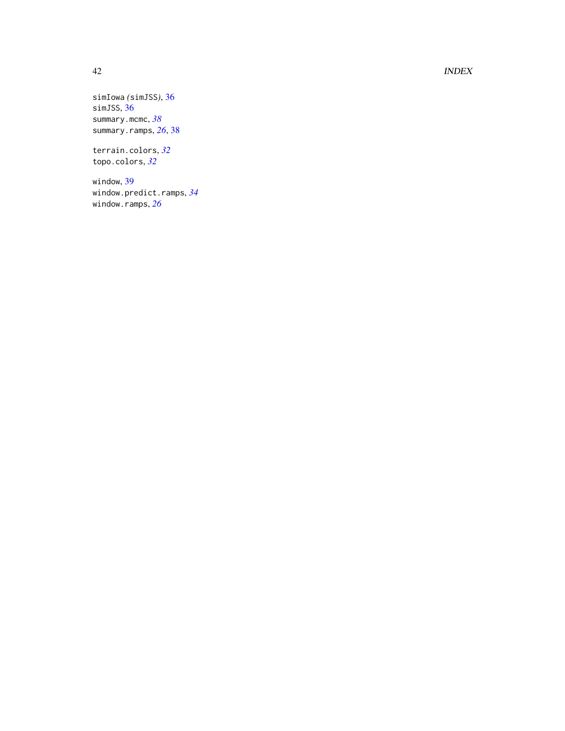simIowa (simJSS), 36
simJSS, 36
summary.mcmc, *38*
summary.ramps, *26*, 38

terrain.colors, *32*
topo.colors, *32*

window, 39
window.predict.ramps, *34*
window.ramps, *26*